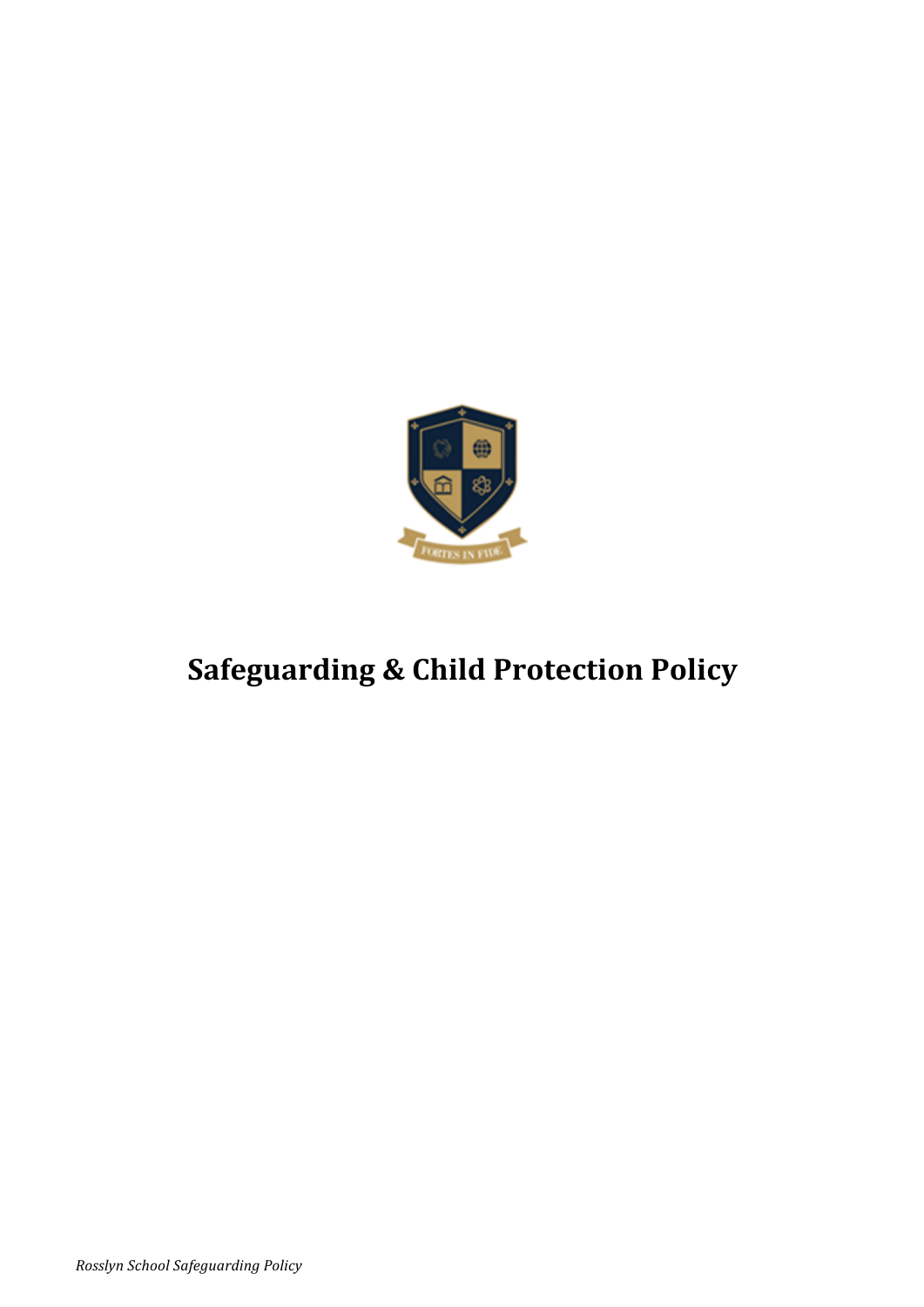# Safeguarding & Child Protection Policy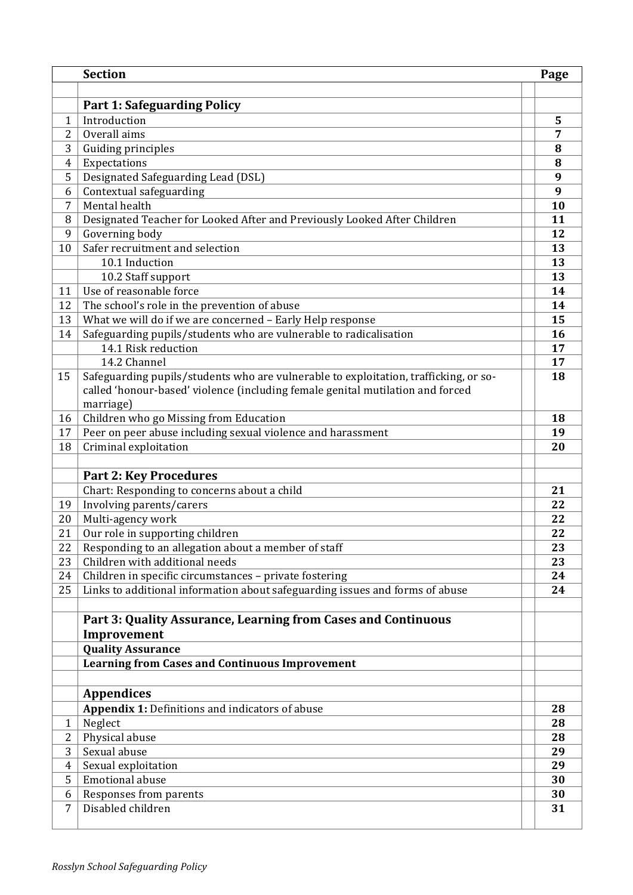| | Section | | Page |
|---|---|---|---|
| | | | |
| | **Part 1: Safeguarding Policy** | | |
| 1 | Introduction | | **5** |
| 2 | Overall aims | | **7** |
| 3 | Guiding principles | | **8** |
| 4 | Expectations | | **8** |
| 5 | Designated Safeguarding Lead (DSL) | | **9** |
| 6 | Contextual safeguarding | | **9** |
| 7 | Mental health | | **10** |
| 8 | Designated Teacher for Looked After and Previously Looked After Children | | **11** |
| 9 | Governing body | | **12** |
| 10 | Safer recruitment and selection | | **13** |
| | 10.1 Induction | | **13** |
| | 10.2 Staff support | | **13** |
| 11 | Use of reasonable force | | **14** |
| 12 | The school's role in the prevention of abuse | | **14** |
| 13 | What we will do if we are concerned – Early Help response | | **15** |
| 14 | Safeguarding pupils/students who are vulnerable to radicalisation | | **16** |
| | 14.1 Risk reduction | | **17** |
| | 14.2 Channel | | **17** |
| 15 | Safeguarding pupils/students who are vulnerable to exploitation, trafficking, or so-called 'honour-based' violence (including female genital mutilation and forced marriage) | | **18** |
| 16 | Children who go Missing from Education | | **18** |
| 17 | Peer on peer abuse including sexual violence and harassment | | **19** |
| 18 | Criminal exploitation | | **20** |
| | | | |
| | **Part 2: Key Procedures** | | |
| | Chart: Responding to concerns about a child | | **21** |
| 19 | Involving parents/carers | | **22** |
| 20 | Multi-agency work | | **22** |
| 21 | Our role in supporting children | | **22** |
| 22 | Responding to an allegation about a member of staff | | **23** |
| 23 | Children with additional needs | | **23** |
| 24 | Children in specific circumstances – private fostering | | **24** |
| 25 | Links to additional information about safeguarding issues and forms of abuse | | **24** |
| | | | |
| | **Part 3: Quality Assurance, Learning from Cases and Continuous Improvement** | | |
| | **Quality Assurance** | | |
| | **Learning from Cases and Continuous Improvement** | | |
| | | | |
| | **Appendices** | | |
| | **Appendix 1:** Definitions and indicators of abuse | | **28** |
| 1 | Neglect | | **28** |
| 2 | Physical abuse | | **28** |
| 3 | Sexual abuse | | **29** |
| 4 | Sexual exploitation | | **29** |
| 5 | Emotional abuse | | **30** |
| 6 | Responses from parents | | **30** |
| 7 | Disabled children | | **31** |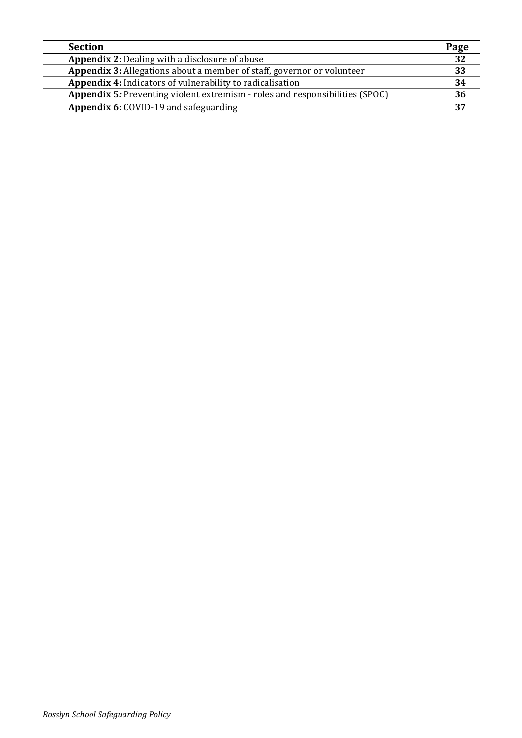| Section | Page |
|---|---|
| **Appendix 2:** Dealing with a disclosure of abuse | **32** |
| **Appendix 3:** Allegations about a member of staff, governor or volunteer | **33** |
| **Appendix 4:** Indicators of vulnerability to radicalisation | **34** |
| **Appendix 5***:* Preventing violent extremism - roles and responsibilities (SPOC) | **36** |
| **Appendix 6:** COVID-19 and safeguarding | **37** |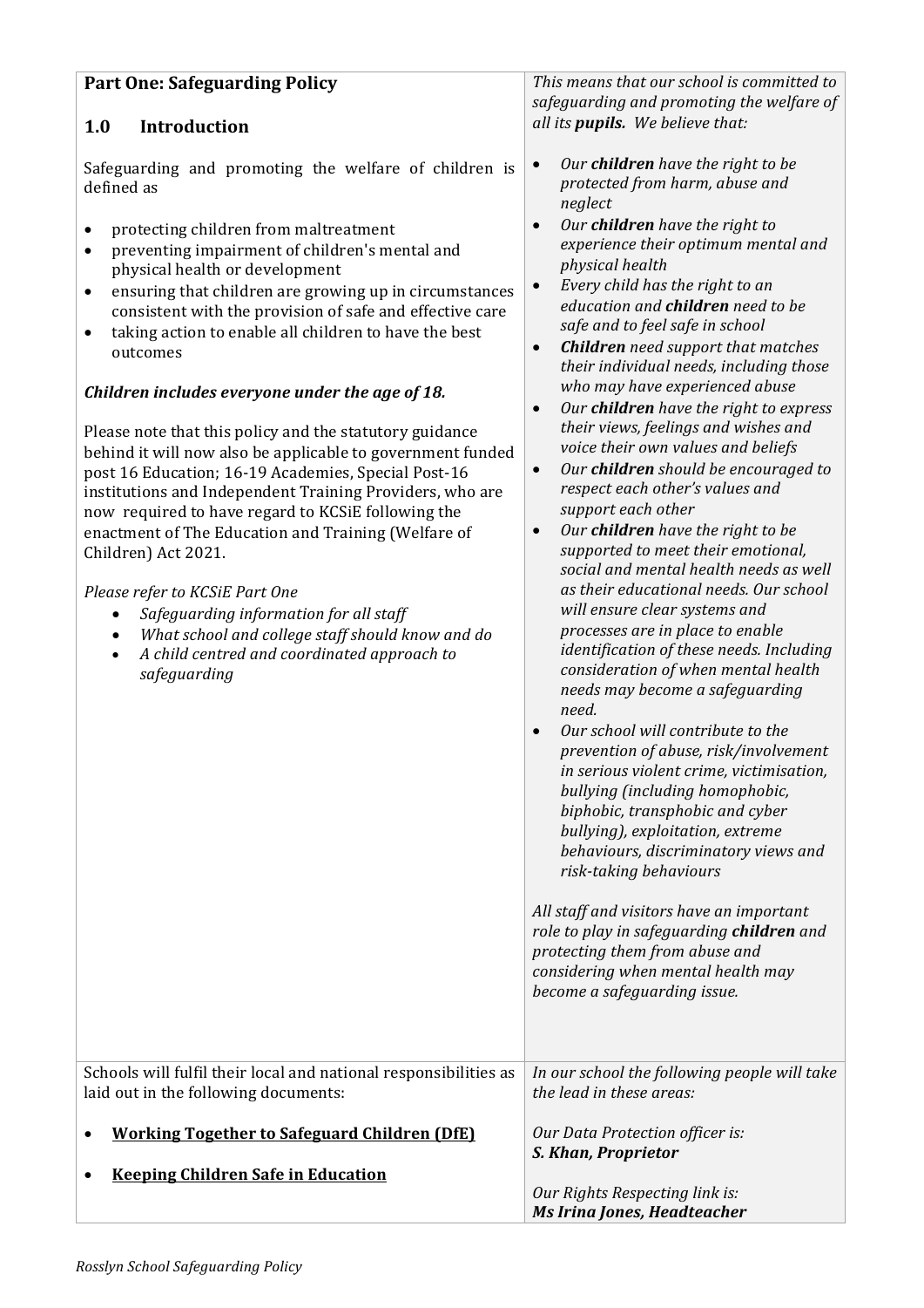## Part One: Safeguarding Policy

### 1.0 Introduction

Safeguarding and promoting the welfare of children is defined as

- protecting children from maltreatment
- preventing impairment of children's mental and physical health or development
- ensuring that children are growing up in circumstances consistent with the provision of safe and effective care
- taking action to enable all children to have the best outcomes

***Children includes everyone under the age of 18.***

Please note that this policy and the statutory guidance behind it will now also be applicable to government funded post 16 Education; 16-19 Academies, Special Post-16 institutions and Independent Training Providers, who are now required to have regard to KCSiE following the enactment of The Education and Training (Welfare of Children) Act 2021.

*Please refer to KCSiE Part One*

- *Safeguarding information for all staff*
- *What school and college staff should know and do*
- *A child centred and coordinated approach to safeguarding*

*This means that our school is committed to safeguarding and promoting the welfare of all its **pupils.** We believe that:*

- *Our **children** have the right to be protected from harm, abuse and neglect*
- *Our **children** have the right to experience their optimum mental and physical health*
- *Every child has the right to an education and **children** need to be safe and to feel safe in school*
- ***Children** need support that matches their individual needs, including those who may have experienced abuse*
- *Our **children** have the right to express their views, feelings and wishes and voice their own values and beliefs*
- *Our **children** should be encouraged to respect each other's values and support each other*
- *Our **children** have the right to be supported to meet their emotional, social and mental health needs as well as their educational needs. Our school will ensure clear systems and processes are in place to enable identification of these needs. Including consideration of when mental health needs may become a safeguarding need.*
- *Our school will contribute to the prevention of abuse, risk/involvement in serious violent crime, victimisation, bullying (including homophobic, biphobic, transphobic and cyber bullying), exploitation, extreme behaviours, discriminatory views and risk-taking behaviours*

*All staff and visitors have an important role to play in safeguarding **children** and protecting them from abuse and considering when mental health may become a safeguarding issue.*

Schools will fulfil their local and national responsibilities as laid out in the following documents:

- **Working Together to Safeguard Children (DfE)**
- **Keeping Children Safe in Education**

*In our school the following people will take the lead in these areas:*

*Our Data Protection officer is:*
***S. Khan, Proprietor***

*Our Rights Respecting link is:*
***Ms Irina Jones, Headteacher***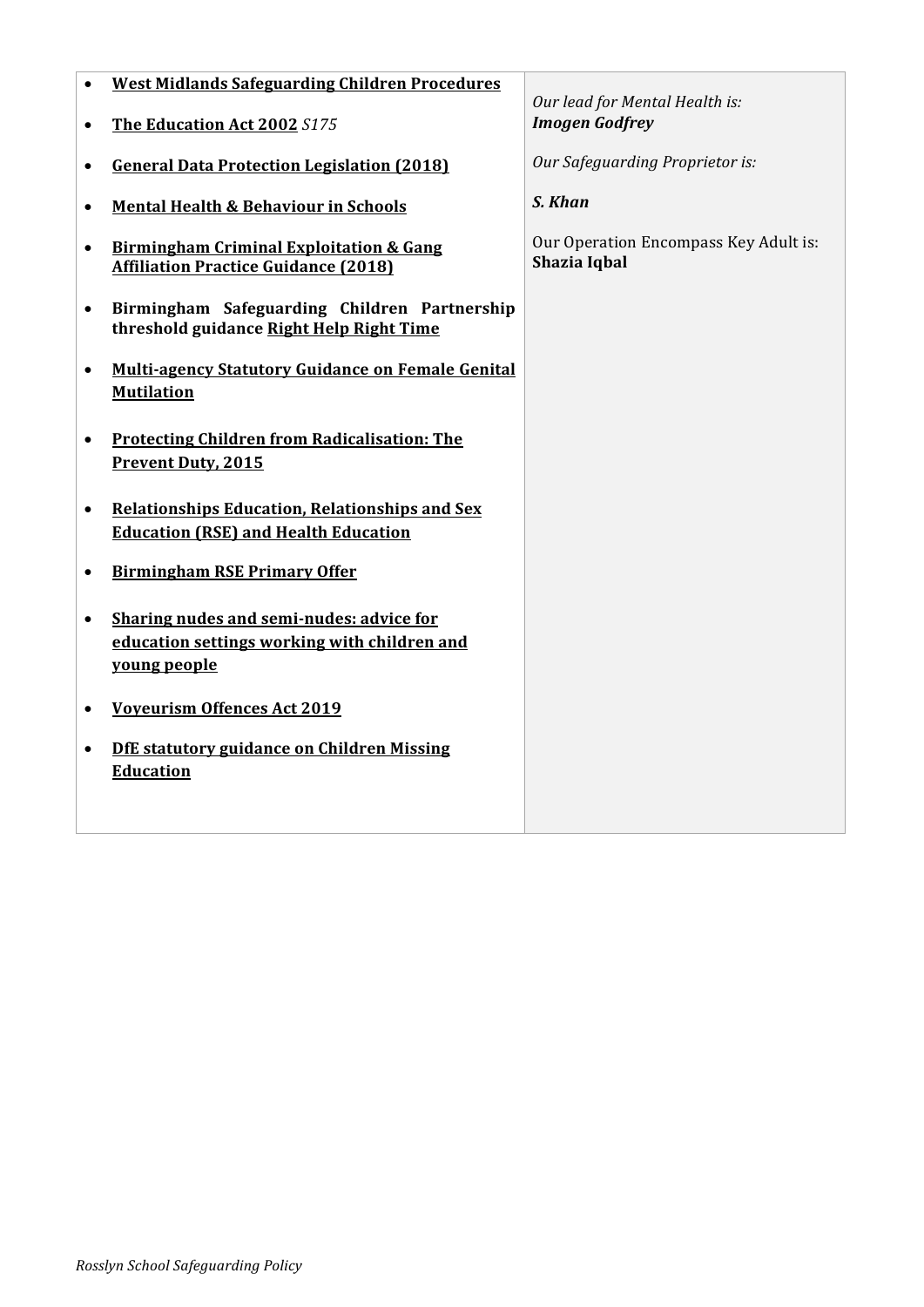| | |
|---|---|
| • **West Midlands Safeguarding Children Procedures**<br>• **The Education Act 2002** *S175*<br>• **General Data Protection Legislation (2018)**<br>• **Mental Health & Behaviour in Schools**<br>• **Birmingham Criminal Exploitation & Gang Affiliation Practice Guidance (2018)**<br>• **Birmingham Safeguarding Children Partnership threshold guidance Right Help Right Time**<br>• **Multi-agency Statutory Guidance on Female Genital Mutilation**<br>• **Protecting Children from Radicalisation: The Prevent Duty, 2015**<br>• **Relationships Education, Relationships and Sex Education (RSE) and Health Education**<br>• **Birmingham RSE Primary Offer**<br>• **Sharing nudes and semi-nudes: advice for education settings working with children and young people**<br>• **Voyeurism Offences Act 2019**<br>• **DfE statutory guidance on Children Missing Education** | *Our lead for Mental Health is:*<br>***Imogen Godfrey***<br><br>*Our Safeguarding Proprietor is:*<br><br>***S. Khan***<br><br>Our Operation Encompass Key Adult is:<br>**Shazia Iqbal** |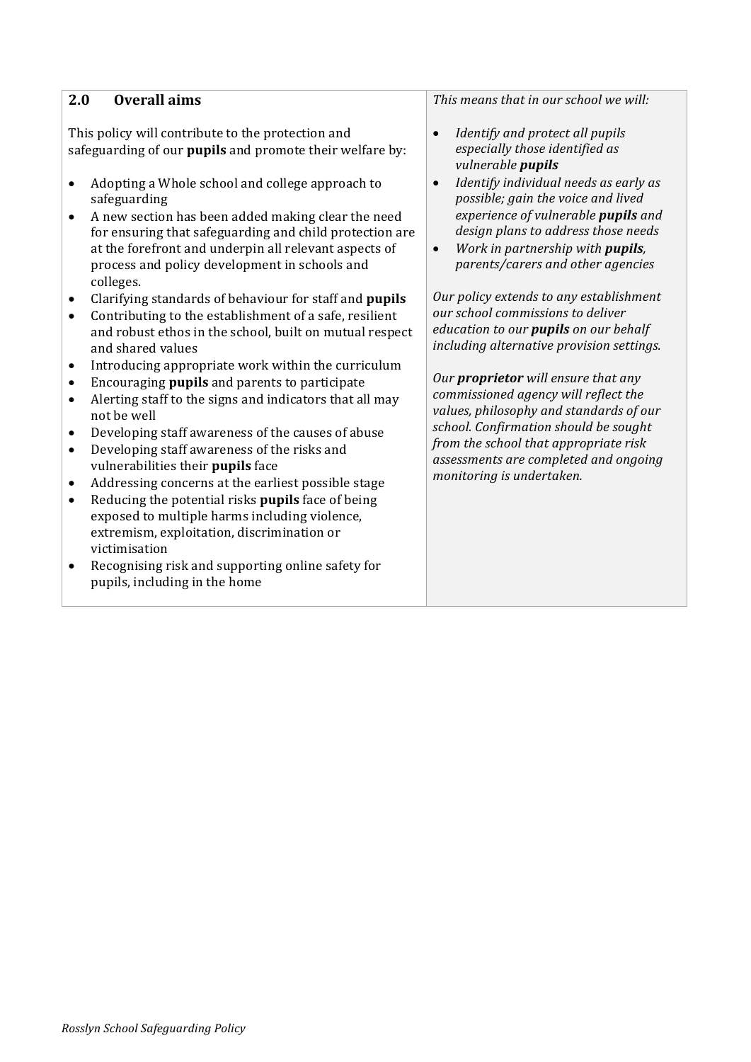## 2.0 Overall aims

This policy will contribute to the protection and safeguarding of our **pupils** and promote their welfare by:

- Adopting a Whole school and college approach to safeguarding
- A new section has been added making clear the need for ensuring that safeguarding and child protection are at the forefront and underpin all relevant aspects of process and policy development in schools and colleges.
- Clarifying standards of behaviour for staff and **pupils**
- Contributing to the establishment of a safe, resilient and robust ethos in the school, built on mutual respect and shared values
- Introducing appropriate work within the curriculum
- Encouraging **pupils** and parents to participate
- Alerting staff to the signs and indicators that all may not be well
- Developing staff awareness of the causes of abuse
- Developing staff awareness of the risks and vulnerabilities their **pupils** face
- Addressing concerns at the earliest possible stage
- Reducing the potential risks **pupils** face of being exposed to multiple harms including violence, extremism, exploitation, discrimination or victimisation
- Recognising risk and supporting online safety for pupils, including in the home

*This means that in our school we will:*

- *Identify and protect all pupils especially those identified as vulnerable* ***pupils***
- *Identify individual needs as early as possible; gain the voice and lived experience of vulnerable* ***pupils*** *and design plans to address those needs*
- *Work in partnership with* ***pupils****, parents/carers and other agencies*

*Our policy extends to any establishment our school commissions to deliver education to our* ***pupils*** *on our behalf including alternative provision settings.*

*Our* ***proprietor*** *will ensure that any commissioned agency will reflect the values, philosophy and standards of our school. Confirmation should be sought from the school that appropriate risk assessments are completed and ongoing monitoring is undertaken.*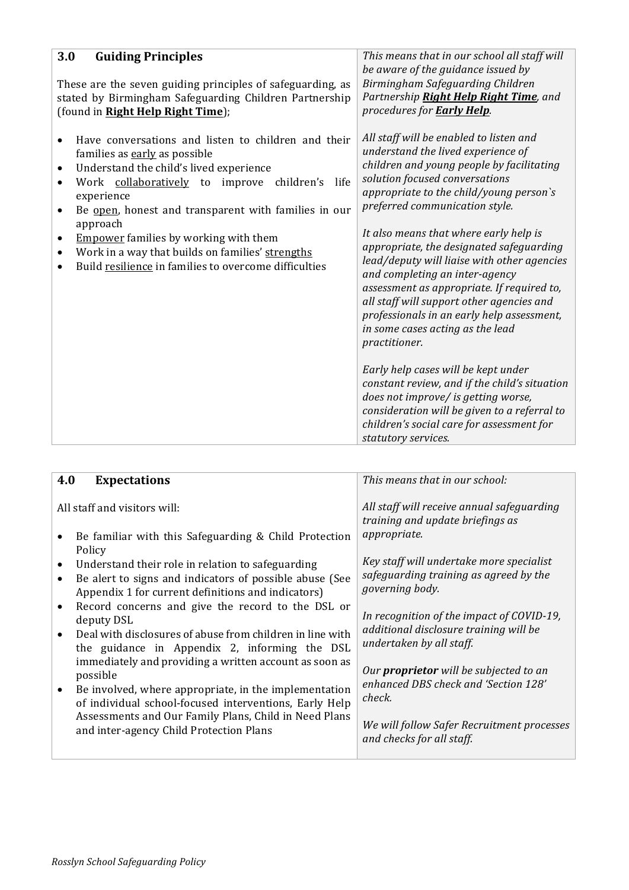| 3.0 Guiding Principles | This means that in our school all staff will be aware of the guidance issued by Birmingham Safeguarding Children Partnership ***Right Help Right Time***, and procedures for ***Early Help***. |
|---|---|
| These are the seven guiding principles of safeguarding, as stated by Birmingham Safeguarding Children Partnership (found in **Right Help Right Time**);<br><br>• Have conversations and listen to children and their families as early as possible<br>• Understand the child's lived experience<br>• Work collaboratively to improve children's life experience<br>• Be open, honest and transparent with families in our approach<br>• Empower families by working with them<br>• Work in a way that builds on families' strengths<br>• Build resilience in families to overcome difficulties | *All staff will be enabled to listen and understand the lived experience of children and young people by facilitating solution focused conversations appropriate to the child/young person`s preferred communication style.*<br><br>*It also means that where early help is appropriate, the designated safeguarding lead/deputy will liaise with other agencies and completing an inter-agency assessment as appropriate. If required to, all staff will support other agencies and professionals in an early help assessment, in some cases acting as the lead practitioner.*<br><br>*Early help cases will be kept under constant review, and if the child's situation does not improve/ is getting worse, consideration will be given to a referral to children's social care for assessment for statutory services.* |

| 4.0 Expectations | *This means that in our school:* |
|---|---|
| All staff and visitors will:<br><br>• Be familiar with this Safeguarding & Child Protection Policy<br>• Understand their role in relation to safeguarding<br>• Be alert to signs and indicators of possible abuse (See Appendix 1 for current definitions and indicators)<br>• Record concerns and give the record to the DSL or deputy DSL<br>• Deal with disclosures of abuse from children in line with the guidance in Appendix 2, informing the DSL immediately and providing a written account as soon as possible<br>• Be involved, where appropriate, in the implementation of individual school-focused interventions, Early Help Assessments and Our Family Plans, Child in Need Plans and inter-agency Child Protection Plans | *All staff will receive annual safeguarding training and update briefings as appropriate.*<br><br>*Key staff will undertake more specialist safeguarding training as agreed by the governing body.*<br><br>*In recognition of the impact of COVID-19, additional disclosure training will be undertaken by all staff.*<br><br>*Our **proprietor** will be subjected to an enhanced DBS check and 'Section 128' check.*<br><br>*We will follow Safer Recruitment processes and checks for all staff.* |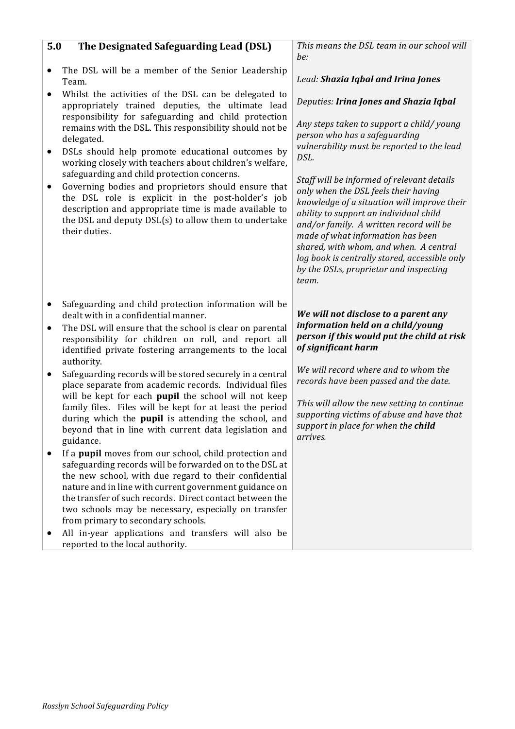## 5.0 The Designated Safeguarding Lead (DSL)

- The DSL will be a member of the Senior Leadership Team.
- Whilst the activities of the DSL can be delegated to appropriately trained deputies, the ultimate lead responsibility for safeguarding and child protection remains with the DSL. This responsibility should not be delegated.
- DSLs should help promote educational outcomes by working closely with teachers about children's welfare, safeguarding and child protection concerns.
- Governing bodies and proprietors should ensure that the DSL role is explicit in the post-holder's job description and appropriate time is made available to the DSL and deputy DSL(s) to allow them to undertake their duties.

*This means the DSL team in our school will be:*

*Lead: **Shazia Iqbal and Irina Jones***

*Deputies: **Irina Jones and Shazia Iqbal***

*Any steps taken to support a child/ young person who has a safeguarding vulnerability must be reported to the lead DSL.*

*Staff will be informed of relevant details only when the DSL feels their having knowledge of a situation will improve their ability to support an individual child and/or family. A written record will be made of what information has been shared, with whom, and when. A central log book is centrally stored, accessible only by the DSLs, proprietor and inspecting team.*

- Safeguarding and child protection information will be dealt with in a confidential manner.
- The DSL will ensure that the school is clear on parental responsibility for children on roll, and report all identified private fostering arrangements to the local authority.
- Safeguarding records will be stored securely in a central place separate from academic records. Individual files will be kept for each **pupil** the school will not keep family files. Files will be kept for at least the period during which the **pupil** is attending the school, and beyond that in line with current data legislation and guidance.
- If a **pupil** moves from our school, child protection and safeguarding records will be forwarded on to the DSL at the new school, with due regard to their confidential nature and in line with current government guidance on the transfer of such records. Direct contact between the two schools may be necessary, especially on transfer from primary to secondary schools.
- All in-year applications and transfers will also be reported to the local authority.

***We will not disclose to a parent any information held on a child/young person if this would put the child at risk of significant harm***

*We will record where and to whom the records have been passed and the date.*

*This will allow the new setting to continue supporting victims of abuse and have that support in place for when the **child** arrives.*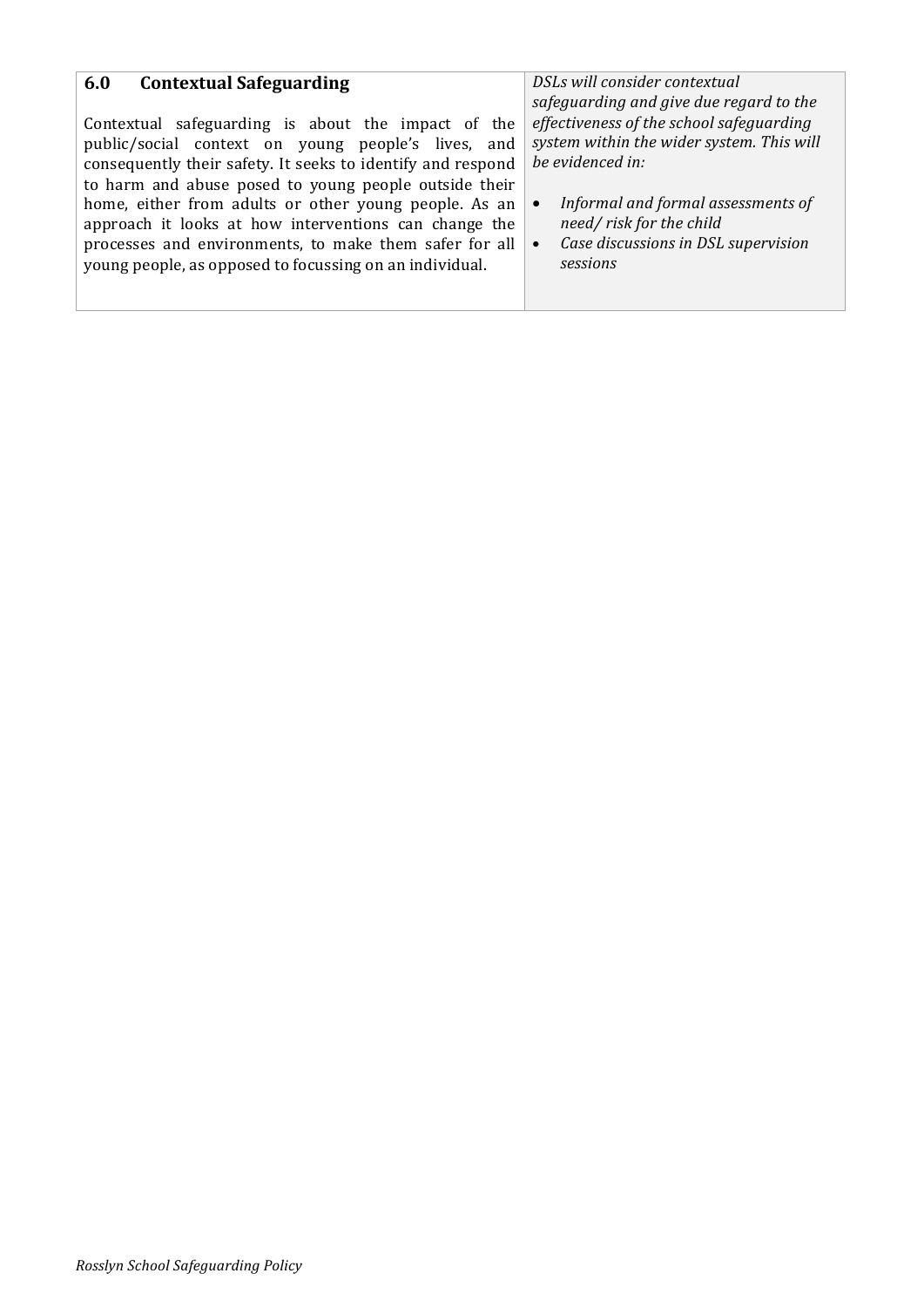| **6.0 Contextual Safeguarding**<br><br>Contextual safeguarding is about the impact of the public/social context on young people's lives, and consequently their safety. It seeks to identify and respond to harm and abuse posed to young people outside their home, either from adults or other young people. As an approach it looks at how interventions can change the processes and environments, to make them safer for all young people, as opposed to focussing on an individual. | *DSLs will consider contextual safeguarding and give due regard to the effectiveness of the school safeguarding system within the wider system. This will be evidenced in:*<br><br>• *Informal and formal assessments of need/ risk for the child*<br>• *Case discussions in DSL supervision sessions* |
|---|---|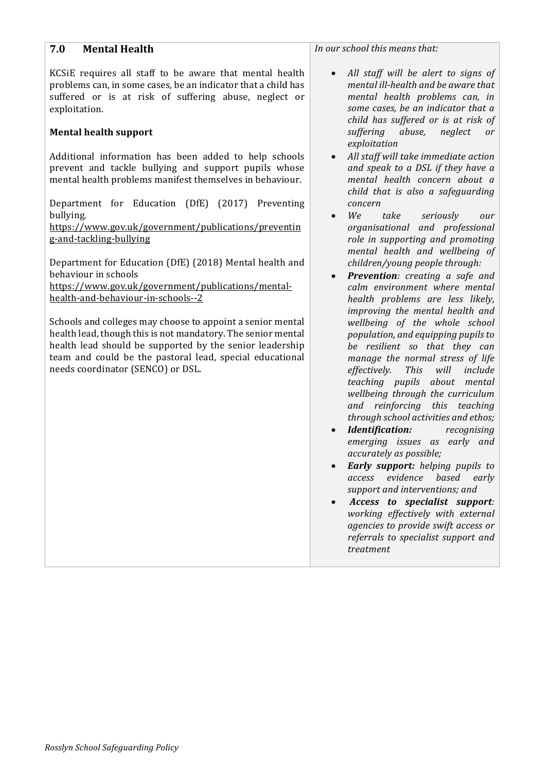## 7.0 Mental Health

KCSiE requires all staff to be aware that mental health problems can, in some cases, be an indicator that a child has suffered or is at risk of suffering abuse, neglect or exploitation.

**Mental health support**

Additional information has been added to help schools prevent and tackle bullying and support pupils whose mental health problems manifest themselves in behaviour.

Department for Education (DfE) (2017) Preventing bullying.
https://www.gov.uk/government/publications/preventing-and-tackling-bullying

Department for Education (DfE) (2018) Mental health and behaviour in schools
https://www.gov.uk/government/publications/mental-health-and-behaviour-in-schools--2

Schools and colleges may choose to appoint a senior mental health lead, though this is not mandatory. The senior mental health lead should be supported by the senior leadership team and could be the pastoral lead, special educational needs coordinator (SENCO) or DSL.

*In our school this means that:*

- *All staff will be alert to signs of mental ill-health and be aware that mental health problems can, in some cases, be an indicator that a child has suffered or is at risk of suffering abuse, neglect or exploitation*
- *All staff will take immediate action and speak to a DSL if they have a mental health concern about a child that is also a safeguarding concern*
- *We take seriously our organisational and professional role in supporting and promoting mental health and wellbeing of children/young people through:*
- ***Prevention**: creating a safe and calm environment where mental health problems are less likely, improving the mental health and wellbeing of the whole school population, and equipping pupils to be resilient so that they can manage the normal stress of life effectively. This will include teaching pupils about mental wellbeing through the curriculum and reinforcing this teaching through school activities and ethos;*
- ***Identification:** recognising emerging issues as early and accurately as possible;*
- ***Early support:** helping pupils to access evidence based early support and interventions; and*
- ***Access to specialist support**: working effectively with external agencies to provide swift access or referrals to specialist support and treatment*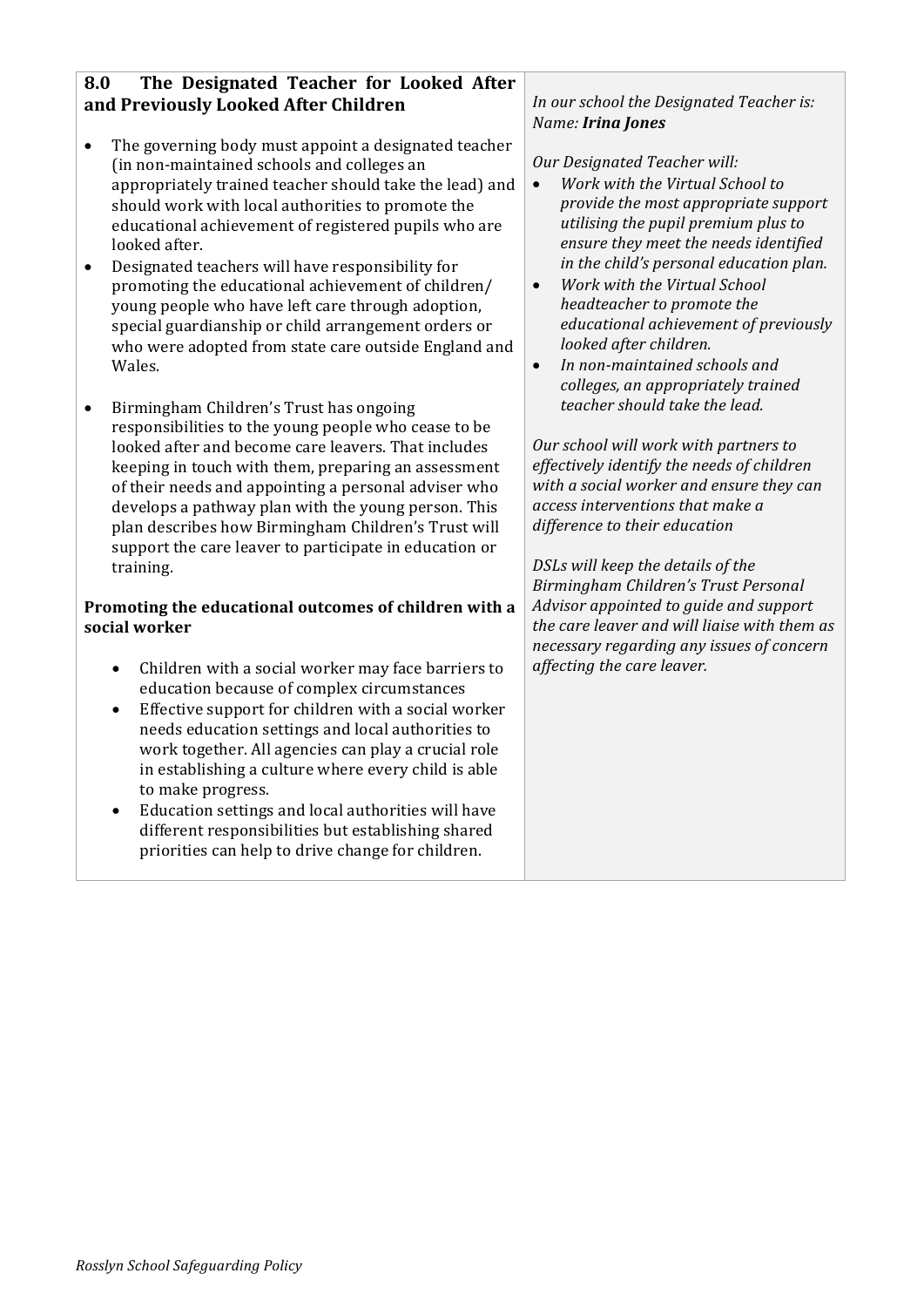## 8.0 The Designated Teacher for Looked After and Previously Looked After Children

- The governing body must appoint a designated teacher (in non-maintained schools and colleges an appropriately trained teacher should take the lead) and should work with local authorities to promote the educational achievement of registered pupils who are looked after.
- Designated teachers will have responsibility for promoting the educational achievement of children/ young people who have left care through adoption, special guardianship or child arrangement orders or who were adopted from state care outside England and Wales.
- Birmingham Children's Trust has ongoing responsibilities to the young people who cease to be looked after and become care leavers. That includes keeping in touch with them, preparing an assessment of their needs and appointing a personal adviser who develops a pathway plan with the young person. This plan describes how Birmingham Children's Trust will support the care leaver to participate in education or training.

**Promoting the educational outcomes of children with a social worker**

- Children with a social worker may face barriers to education because of complex circumstances
- Effective support for children with a social worker needs education settings and local authorities to work together. All agencies can play a crucial role in establishing a culture where every child is able to make progress.
- Education settings and local authorities will have different responsibilities but establishing shared priorities can help to drive change for children.

*In our school the Designated Teacher is:*
*Name:* ***Irina Jones***

*Our Designated Teacher will:*

- *Work with the Virtual School to provide the most appropriate support utilising the pupil premium plus to ensure they meet the needs identified in the child's personal education plan.*
- *Work with the Virtual School headteacher to promote the educational achievement of previously looked after children.*
- *In non-maintained schools and colleges, an appropriately trained teacher should take the lead.*

*Our school will work with partners to effectively identify the needs of children with a social worker and ensure they can access interventions that make a difference to their education*

*DSLs will keep the details of the Birmingham Children's Trust Personal Advisor appointed to guide and support the care leaver and will liaise with them as necessary regarding any issues of concern affecting the care leaver.*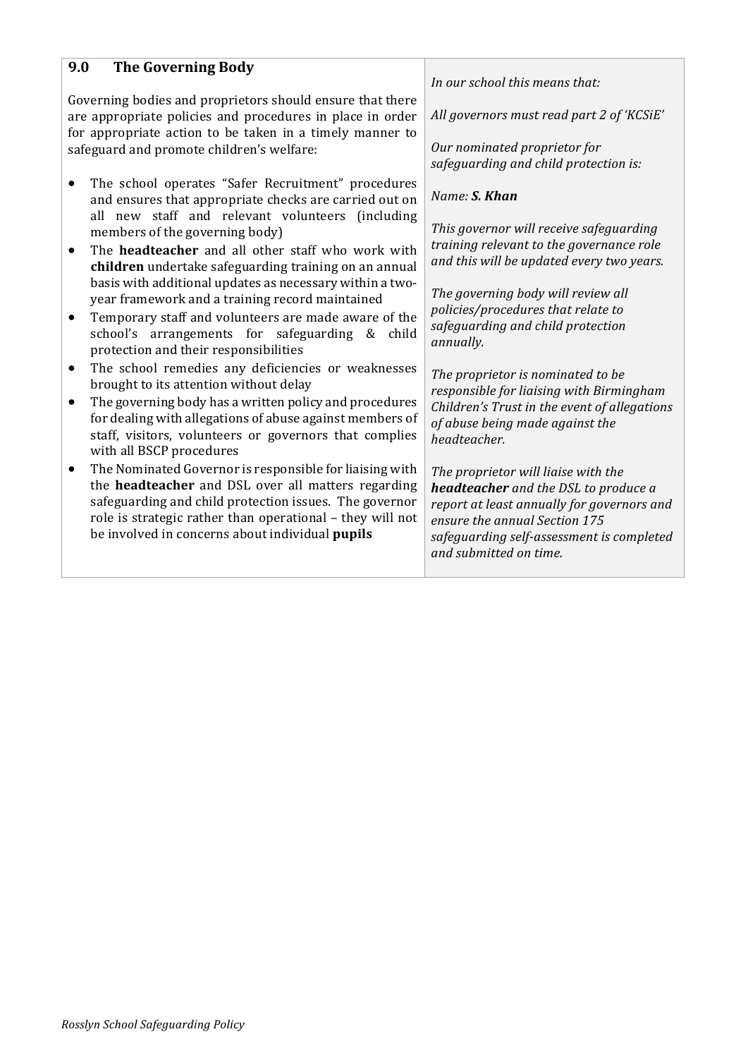## 9.0 The Governing Body

Governing bodies and proprietors should ensure that there are appropriate policies and procedures in place in order for appropriate action to be taken in a timely manner to safeguard and promote children's welfare:

- The school operates "Safer Recruitment" procedures and ensures that appropriate checks are carried out on all new staff and relevant volunteers (including members of the governing body)
- The **headteacher** and all other staff who work with **children** undertake safeguarding training on an annual basis with additional updates as necessary within a two-year framework and a training record maintained
- Temporary staff and volunteers are made aware of the school's arrangements for safeguarding & child protection and their responsibilities
- The school remedies any deficiencies or weaknesses brought to its attention without delay
- The governing body has a written policy and procedures for dealing with allegations of abuse against members of staff, visitors, volunteers or governors that complies with all BSCP procedures
- The Nominated Governor is responsible for liaising with the **headteacher** and DSL over all matters regarding safeguarding and child protection issues. The governor role is strategic rather than operational – they will not be involved in concerns about individual **pupils**

*In our school this means that:*

*All governors must read part 2 of 'KCSiE'*

*Our nominated proprietor for safeguarding and child protection is:*

*Name: **S. Khan***

*This governor will receive safeguarding training relevant to the governance role and this will be updated every two years.*

*The governing body will review all policies/procedures that relate to safeguarding and child protection annually.*

*The proprietor is nominated to be responsible for liaising with Birmingham Children's Trust in the event of allegations of abuse being made against the headteacher.*

*The proprietor will liaise with the **headteacher** and the DSL to produce a report at least annually for governors and ensure the annual Section 175 safeguarding self-assessment is completed and submitted on time.*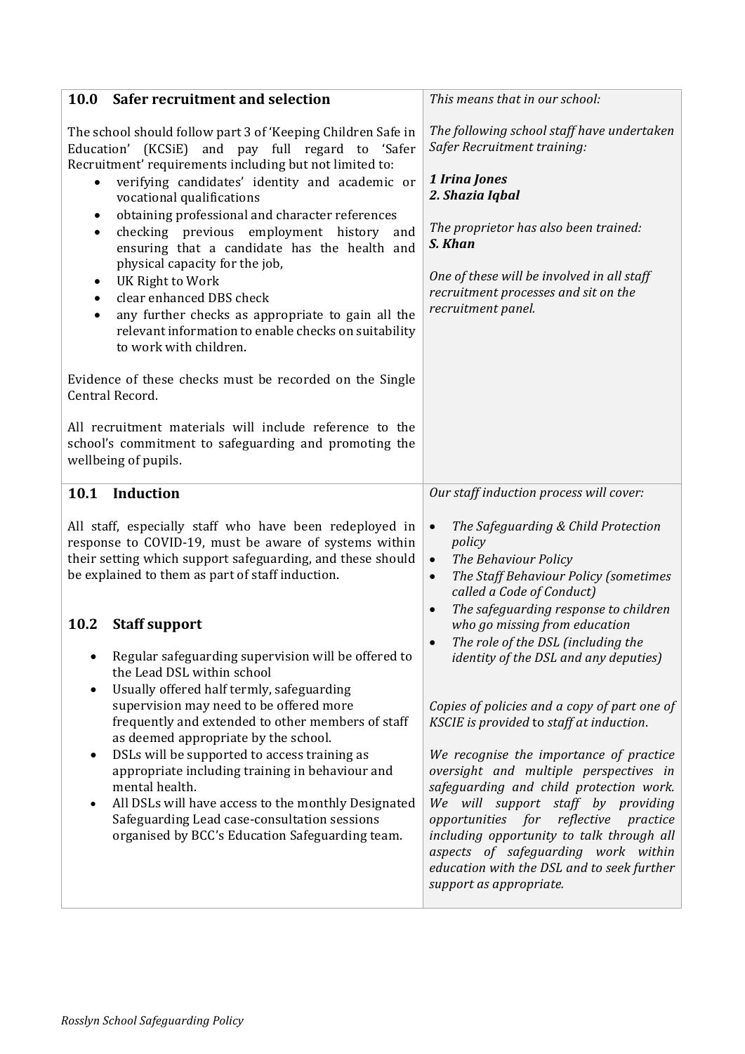## 10.0 Safer recruitment and selection

The school should follow part 3 of 'Keeping Children Safe in Education' (KCSiE) and pay full regard to 'Safer Recruitment' requirements including but not limited to:

- verifying candidates' identity and academic or vocational qualifications
- obtaining professional and character references
- checking previous employment history and ensuring that a candidate has the health and physical capacity for the job,
- UK Right to Work
- clear enhanced DBS check
- any further checks as appropriate to gain all the relevant information to enable checks on suitability to work with children.

Evidence of these checks must be recorded on the Single Central Record.

All recruitment materials will include reference to the school's commitment to safeguarding and promoting the wellbeing of pupils.

*This means that in our school:*

*The following school staff have undertaken Safer Recruitment training:*

***1 Irina Jones***
***2. Shazia Iqbal***

*The proprietor has also been trained:*
***S. Khan***

*One of these will be involved in all staff recruitment processes and sit on the recruitment panel.*

## 10.1 Induction

All staff, especially staff who have been redeployed in response to COVID-19, must be aware of systems within their setting which support safeguarding, and these should be explained to them as part of staff induction.

*Our staff induction process will cover:*

- *The Safeguarding & Child Protection policy*
- *The Behaviour Policy*
- *The Staff Behaviour Policy (sometimes called a Code of Conduct)*
- *The safeguarding response to children who go missing from education*
- *The role of the DSL (including the identity of the DSL and any deputies)*

*Copies of policies and a copy of part one of KSCIE is provided to staff at induction.*

## 10.2 Staff support

- Regular safeguarding supervision will be offered to the Lead DSL within school
- Usually offered half termly, safeguarding supervision may need to be offered more frequently and extended to other members of staff as deemed appropriate by the school.
- DSLs will be supported to access training as appropriate including training in behaviour and mental health.
- All DSLs will have access to the monthly Designated Safeguarding Lead case-consultation sessions organised by BCC's Education Safeguarding team.

*We recognise the importance of practice oversight and multiple perspectives in safeguarding and child protection work. We will support staff by providing opportunities for reflective practice including opportunity to talk through all aspects of safeguarding work within education with the DSL and to seek further support as appropriate.*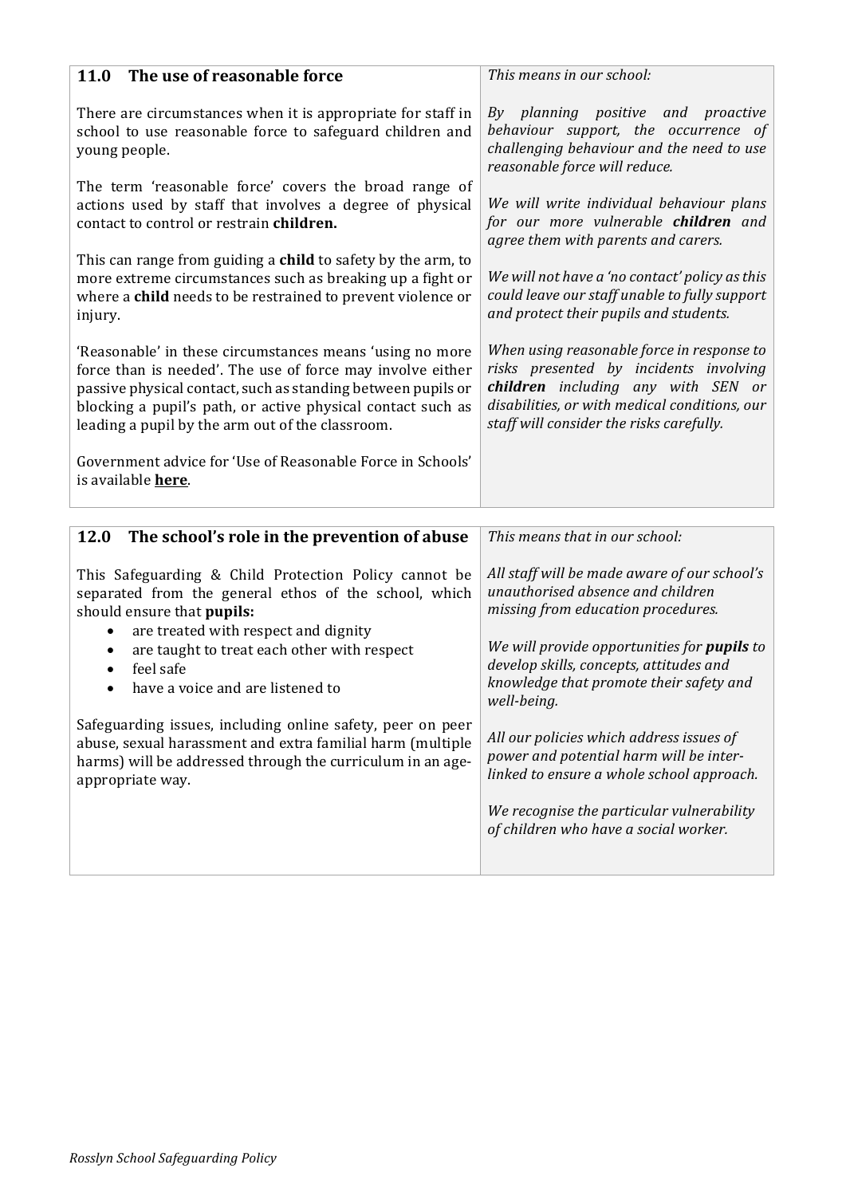## 11.0 The use of reasonable force

There are circumstances when it is appropriate for staff in school to use reasonable force to safeguard children and young people.

The term 'reasonable force' covers the broad range of actions used by staff that involves a degree of physical contact to control or restrain **children.**

This can range from guiding a **child** to safety by the arm, to more extreme circumstances such as breaking up a fight or where a **child** needs to be restrained to prevent violence or injury.

'Reasonable' in these circumstances means 'using no more force than is needed'. The use of force may involve either passive physical contact, such as standing between pupils or blocking a pupil's path, or active physical contact such as leading a pupil by the arm out of the classroom.

Government advice for 'Use of Reasonable Force in Schools' is available **here**.

*This means in our school:*

*By planning positive and proactive behaviour support, the occurrence of challenging behaviour and the need to use reasonable force will reduce.*

*We will write individual behaviour plans for our more vulnerable **children** and agree them with parents and carers.*

*We will not have a 'no contact' policy as this could leave our staff unable to fully support and protect their pupils and students.*

*When using reasonable force in response to risks presented by incidents involving **children** including any with SEN or disabilities, or with medical conditions, our staff will consider the risks carefully.*

## 12.0 The school's role in the prevention of abuse

This Safeguarding & Child Protection Policy cannot be separated from the general ethos of the school, which should ensure that **pupils:**

- are treated with respect and dignity
- are taught to treat each other with respect
- feel safe
- have a voice and are listened to

Safeguarding issues, including online safety, peer on peer abuse, sexual harassment and extra familial harm (multiple harms) will be addressed through the curriculum in an age-appropriate way.

*This means that in our school:*

*All staff will be made aware of our school's unauthorised absence and children missing from education procedures.*

*We will provide opportunities for **pupils** to develop skills, concepts, attitudes and knowledge that promote their safety and well-being.*

*All our policies which address issues of power and potential harm will be inter-linked to ensure a whole school approach.*

*We recognise the particular vulnerability of children who have a social worker.*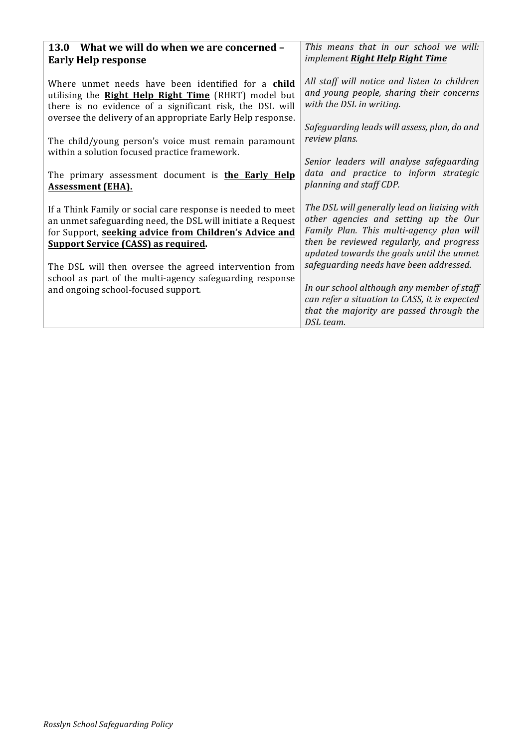| **13.0 What we will do when we are concerned – Early Help response** | *This means that in our school we will: implement **Right Help Right Time*** |
| --- | --- |
| Where unmet needs have been identified for a **child** utilising the **Right Help Right Time** (RHRT) model but there is no evidence of a significant risk, the DSL will oversee the delivery of an appropriate Early Help response.<br><br>The child/young person's voice must remain paramount within a solution focused practice framework.<br><br>The primary assessment document is **the Early Help Assessment (EHA).**<br><br>If a Think Family or social care response is needed to meet an unmet safeguarding need, the DSL will initiate a Request for Support, **seeking advice from Children's Advice and Support Service (CASS) as required**.<br><br>The DSL will then oversee the agreed intervention from school as part of the multi-agency safeguarding response and ongoing school-focused support. | *All staff will notice and listen to children and young people, sharing their concerns with the DSL in writing.*<br><br>*Safeguarding leads will assess, plan, do and review plans.*<br><br>*Senior leaders will analyse safeguarding data and practice to inform strategic planning and staff CDP.*<br><br>*The DSL will generally lead on liaising with other agencies and setting up the Our Family Plan. This multi-agency plan will then be reviewed regularly, and progress updated towards the goals until the unmet safeguarding needs have been addressed.*<br><br>*In our school although any member of staff can refer a situation to CASS, it is expected that the majority are passed through the DSL team.* |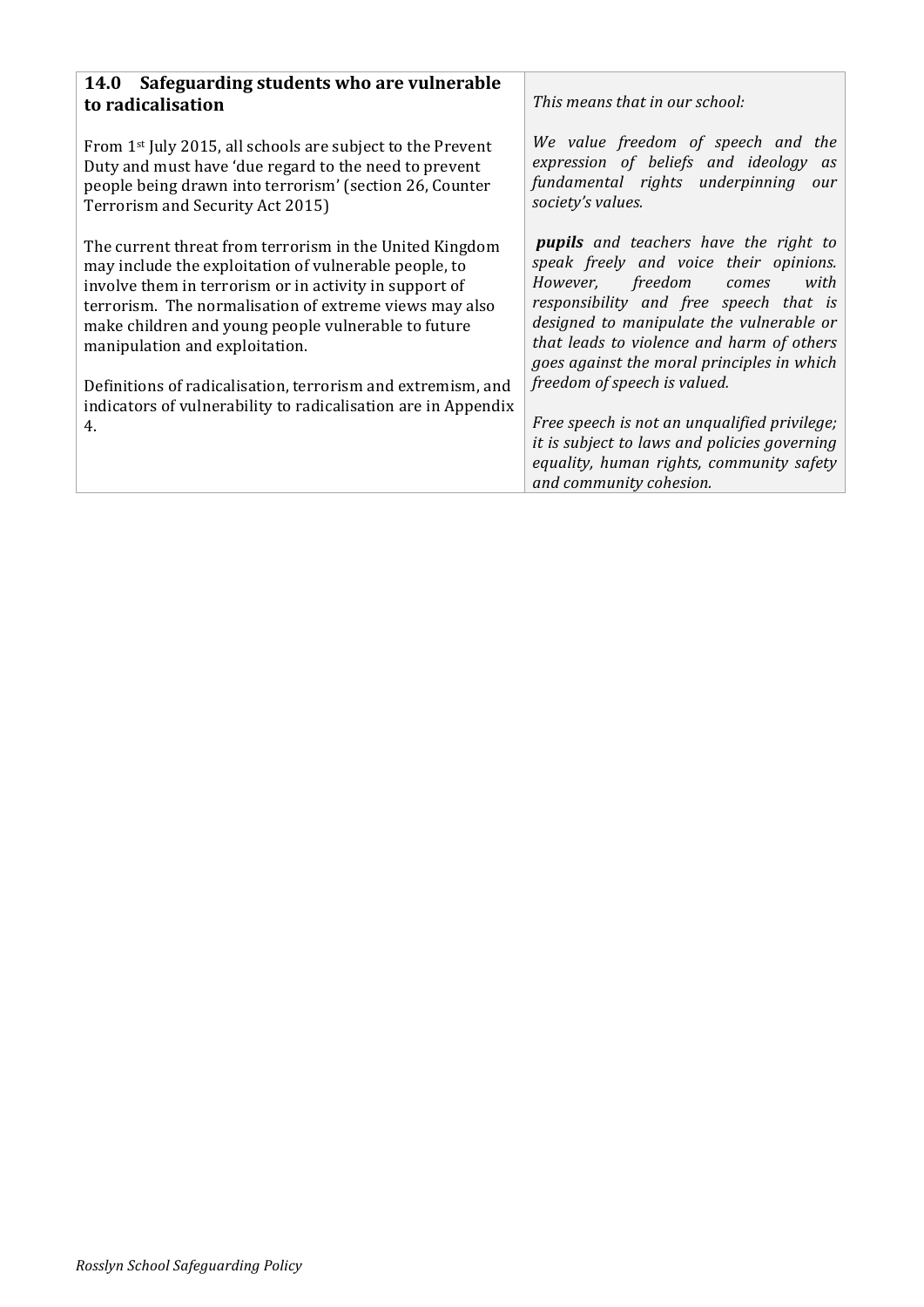| **14.0 Safeguarding students who are vulnerable to radicalisation** | *This means that in our school:* |
|---|---|
| From 1st July 2015, all schools are subject to the Prevent Duty and must have 'due regard to the need to prevent people being drawn into terrorism' (section 26, Counter Terrorism and Security Act 2015)<br><br>The current threat from terrorism in the United Kingdom may include the exploitation of vulnerable people, to involve them in terrorism or in activity in support of terrorism. The normalisation of extreme views may also make children and young people vulnerable to future manipulation and exploitation.<br><br>Definitions of radicalisation, terrorism and extremism, and indicators of vulnerability to radicalisation are in Appendix 4. | *We value freedom of speech and the expression of beliefs and ideology as fundamental rights underpinning our society's values.*<br><br>***pupils** and teachers have the right to speak freely and voice their opinions. However, freedom comes with responsibility and free speech that is designed to manipulate the vulnerable or that leads to violence and harm of others goes against the moral principles in which freedom of speech is valued.*<br><br>*Free speech is not an unqualified privilege; it is subject to laws and policies governing equality, human rights, community safety and community cohesion.* |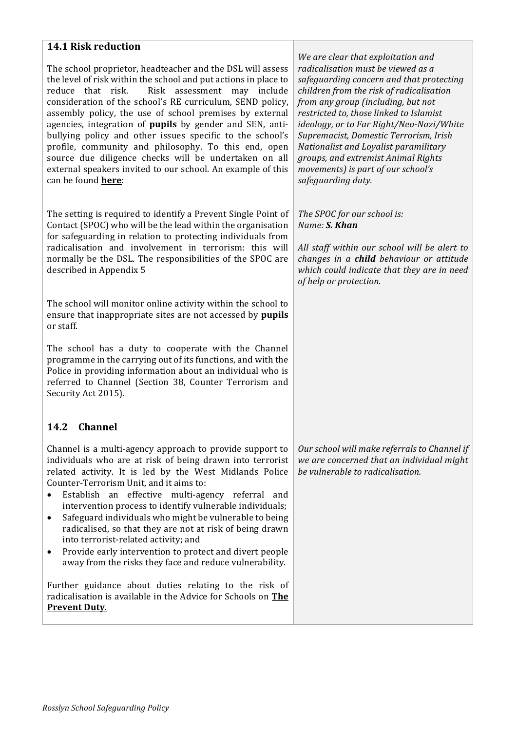## 14.1 Risk reduction

The school proprietor, headteacher and the DSL will assess the level of risk within the school and put actions in place to reduce that risk. Risk assessment may include consideration of the school's RE curriculum, SEND policy, assembly policy, the use of school premises by external agencies, integration of **pupils** by gender and SEN, anti-bullying policy and other issues specific to the school's profile, community and philosophy. To this end, open source due diligence checks will be undertaken on all external speakers invited to our school. An example of this can be found **here**:

*We are clear that exploitation and radicalisation must be viewed as a safeguarding concern and that protecting children from the risk of radicalisation from any group (including, but not restricted to, those linked to Islamist ideology, or to Far Right/Neo-Nazi/White Supremacist, Domestic Terrorism, Irish Nationalist and Loyalist paramilitary groups, and extremist Animal Rights movements) is part of our school's safeguarding duty.*

The setting is required to identify a Prevent Single Point of Contact (SPOC) who will be the lead within the organisation for safeguarding in relation to protecting individuals from radicalisation and involvement in terrorism: this will normally be the DSL. The responsibilities of the SPOC are described in Appendix 5

*The SPOC for our school is:*
*Name: **S. Khan***

*All staff within our school will be alert to changes in a **child** behaviour or attitude which could indicate that they are in need of help or protection.*

The school will monitor online activity within the school to ensure that inappropriate sites are not accessed by **pupils** or staff.

The school has a duty to cooperate with the Channel programme in the carrying out of its functions, and with the Police in providing information about an individual who is referred to Channel (Section 38, Counter Terrorism and Security Act 2015).

## 14.2 Channel

Channel is a multi-agency approach to provide support to individuals who are at risk of being drawn into terrorist related activity. It is led by the West Midlands Police Counter-Terrorism Unit, and it aims to:

- Establish an effective multi-agency referral and intervention process to identify vulnerable individuals;
- Safeguard individuals who might be vulnerable to being radicalised, so that they are not at risk of being drawn into terrorist-related activity; and
- Provide early intervention to protect and divert people away from the risks they face and reduce vulnerability.

*Our school will make referrals to Channel if we are concerned that an individual might be vulnerable to radicalisation.*

Further guidance about duties relating to the risk of radicalisation is available in the Advice for Schools on **The Prevent Duty**.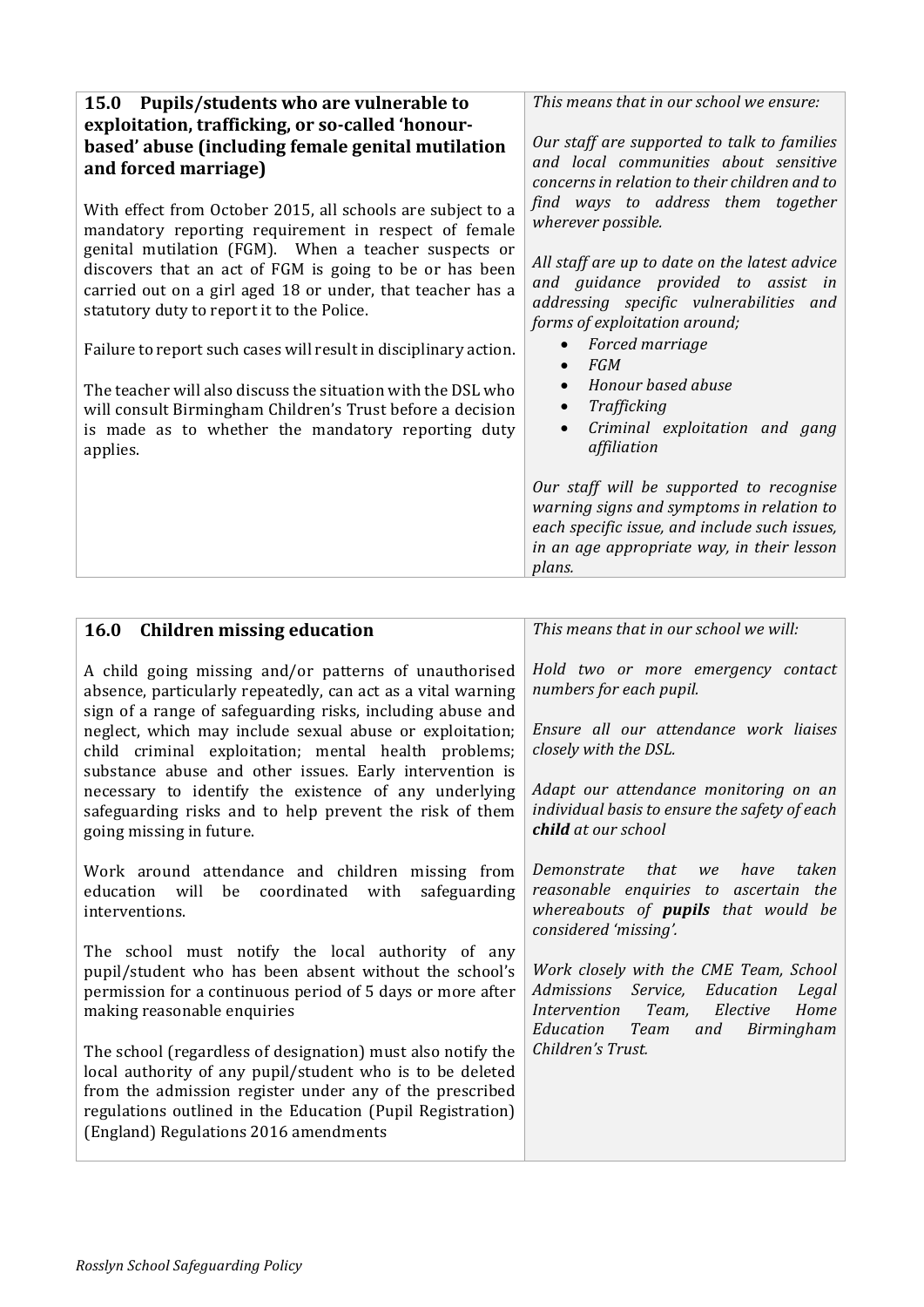## 15.0 Pupils/students who are vulnerable to exploitation, trafficking, or so-called 'honour-based' abuse (including female genital mutilation and forced marriage)

With effect from October 2015, all schools are subject to a mandatory reporting requirement in respect of female genital mutilation (FGM). When a teacher suspects or discovers that an act of FGM is going to be or has been carried out on a girl aged 18 or under, that teacher has a statutory duty to report it to the Police.

Failure to report such cases will result in disciplinary action.

The teacher will also discuss the situation with the DSL who will consult Birmingham Children's Trust before a decision is made as to whether the mandatory reporting duty applies.

*This means that in our school we ensure:*

*Our staff are supported to talk to families and local communities about sensitive concerns in relation to their children and to find ways to address them together wherever possible.*

*All staff are up to date on the latest advice and guidance provided to assist in addressing specific vulnerabilities and forms of exploitation around;*

- *Forced marriage*
- *FGM*
- *Honour based abuse*
- *Trafficking*
- *Criminal exploitation and gang affiliation*

*Our staff will be supported to recognise warning signs and symptoms in relation to each specific issue, and include such issues, in an age appropriate way, in their lesson plans.*

## 16.0 Children missing education

A child going missing and/or patterns of unauthorised absence, particularly repeatedly, can act as a vital warning sign of a range of safeguarding risks, including abuse and neglect, which may include sexual abuse or exploitation; child criminal exploitation; mental health problems; substance abuse and other issues. Early intervention is necessary to identify the existence of any underlying safeguarding risks and to help prevent the risk of them going missing in future.

Work around attendance and children missing from education will be coordinated with safeguarding interventions.

The school must notify the local authority of any pupil/student who has been absent without the school's permission for a continuous period of 5 days or more after making reasonable enquiries

The school (regardless of designation) must also notify the local authority of any pupil/student who is to be deleted from the admission register under any of the prescribed regulations outlined in the Education (Pupil Registration) (England) Regulations 2016 amendments

*This means that in our school we will:*

*Hold two or more emergency contact numbers for each pupil.*

*Ensure all our attendance work liaises closely with the DSL.*

*Adapt our attendance monitoring on an individual basis to ensure the safety of each* ***child*** *at our school*

*Demonstrate that we have taken reasonable enquiries to ascertain the whereabouts of* ***pupils*** *that would be considered 'missing'.*

*Work closely with the CME Team, School Admissions Service, Education Legal Intervention Team, Elective Home Education Team and Birmingham Children's Trust.*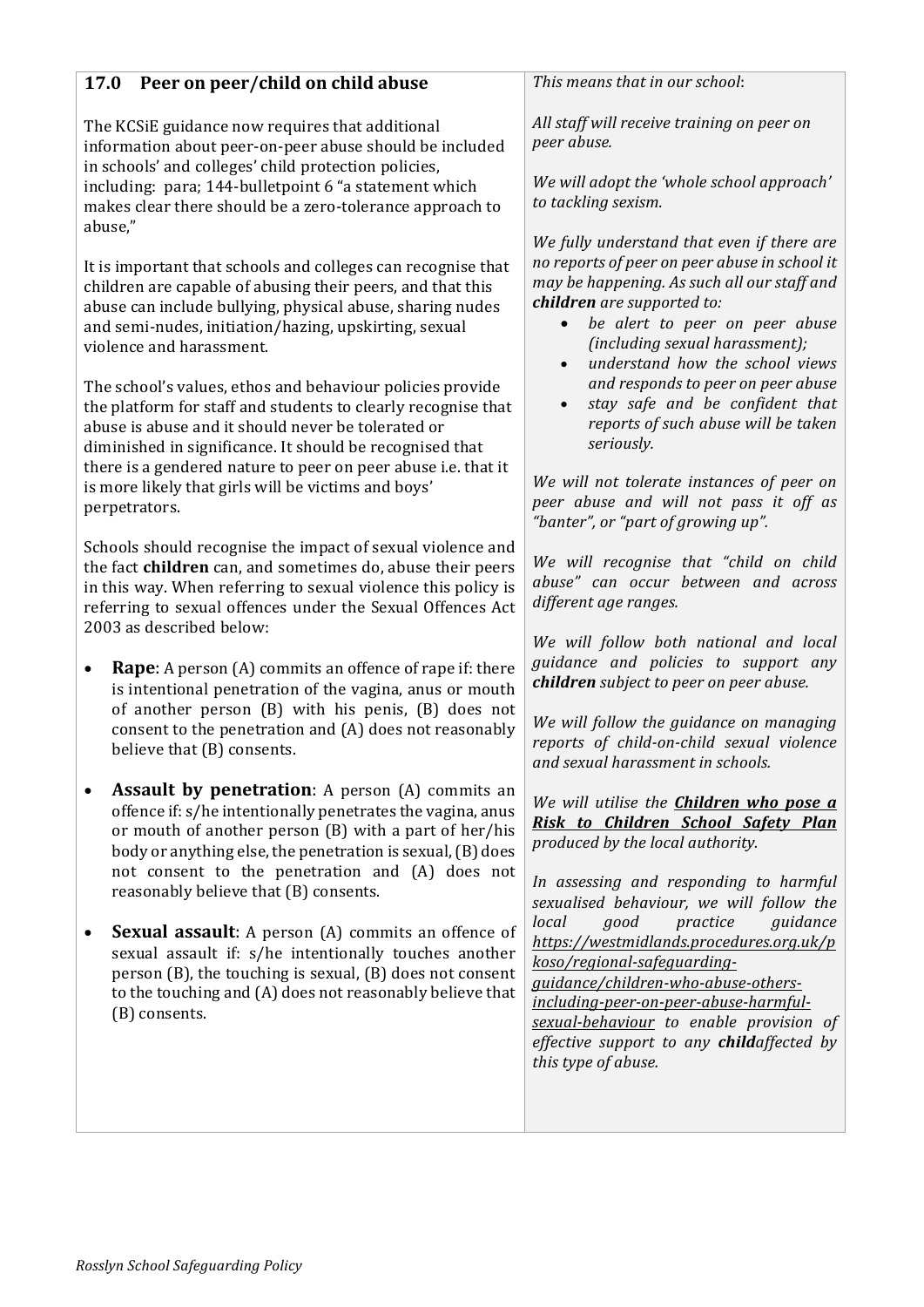## 17.0 Peer on peer/child on child abuse

The KCSiE guidance now requires that additional information about peer-on-peer abuse should be included in schools' and colleges' child protection policies, including: para; 144-bulletpoint 6 "a statement which makes clear there should be a zero-tolerance approach to abuse,"

It is important that schools and colleges can recognise that children are capable of abusing their peers, and that this abuse can include bullying, physical abuse, sharing nudes and semi-nudes, initiation/hazing, upskirting, sexual violence and harassment.

The school's values, ethos and behaviour policies provide the platform for staff and students to clearly recognise that abuse is abuse and it should never be tolerated or diminished in significance. It should be recognised that there is a gendered nature to peer on peer abuse i.e. that it is more likely that girls will be victims and boys' perpetrators.

Schools should recognise the impact of sexual violence and the fact **children** can, and sometimes do, abuse their peers in this way. When referring to sexual violence this policy is referring to sexual offences under the Sexual Offences Act 2003 as described below:

- **Rape**: A person (A) commits an offence of rape if: there is intentional penetration of the vagina, anus or mouth of another person (B) with his penis, (B) does not consent to the penetration and (A) does not reasonably believe that (B) consents.
- **Assault by penetration**: A person (A) commits an offence if: s/he intentionally penetrates the vagina, anus or mouth of another person (B) with a part of her/his body or anything else, the penetration is sexual, (B) does not consent to the penetration and (A) does not reasonably believe that (B) consents.
- **Sexual assault**: A person (A) commits an offence of sexual assault if: s/he intentionally touches another person (B), the touching is sexual, (B) does not consent to the touching and (A) does not reasonably believe that (B) consents.

*This means that in our school*:

*All staff will receive training on peer on peer abuse.*

*We will adopt the 'whole school approach' to tackling sexism.*

*We fully understand that even if there are no reports of peer on peer abuse in school it may be happening. As such all our staff and **children** are supported to:*

- *be alert to peer on peer abuse (including sexual harassment);*
- *understand how the school views and responds to peer on peer abuse*
- *stay safe and be confident that reports of such abuse will be taken seriously.*

*We will not tolerate instances of peer on peer abuse and will not pass it off as "banter", or "part of growing up".*

*We will recognise that "child on child abuse" can occur between and across different age ranges.*

*We will follow both national and local guidance and policies to support any **children** subject to peer on peer abuse.*

*We will follow the guidance on managing reports of child-on-child sexual violence and sexual harassment in schools.*

*We will utilise the **Children who pose a Risk to Children School Safety Plan** produced by the local authority.*

*In assessing and responding to harmful sexualised behaviour, we will follow the local good practice guidance https://westmidlands.procedures.org.uk/pkoso/regional-safeguarding-guidance/children-who-abuse-others-including-peer-on-peer-abuse-harmful-sexual-behaviour to enable provision of effective support to any **child**affected by this type of abuse.*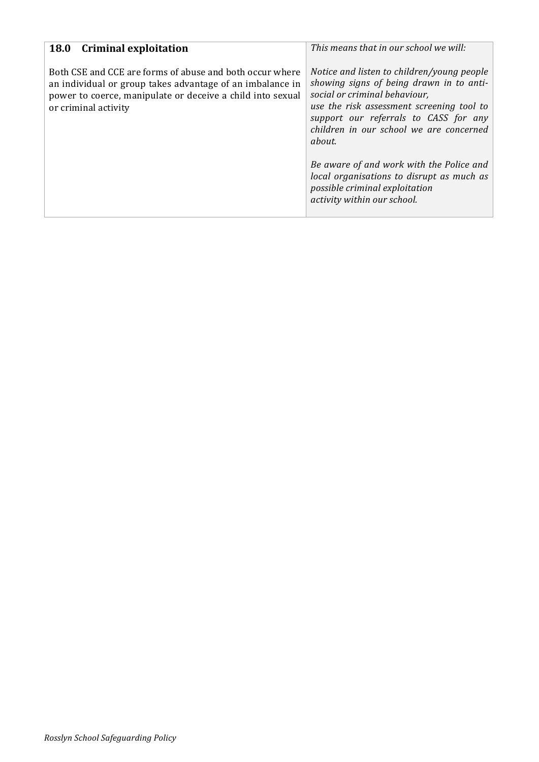| **18.0 Criminal exploitation** | *This means that in our school we will:* |
|---|---|
| Both CSE and CCE are forms of abuse and both occur where an individual or group takes advantage of an imbalance in power to coerce, manipulate or deceive a child into sexual or criminal activity | *Notice and listen to children/young people showing signs of being drawn in to anti-social or criminal behaviour, use the risk assessment screening tool to support our referrals to CASS for any children in our school we are concerned about.*<br><br>*Be aware of and work with the Police and local organisations to disrupt as much as possible criminal exploitation activity within our school.* |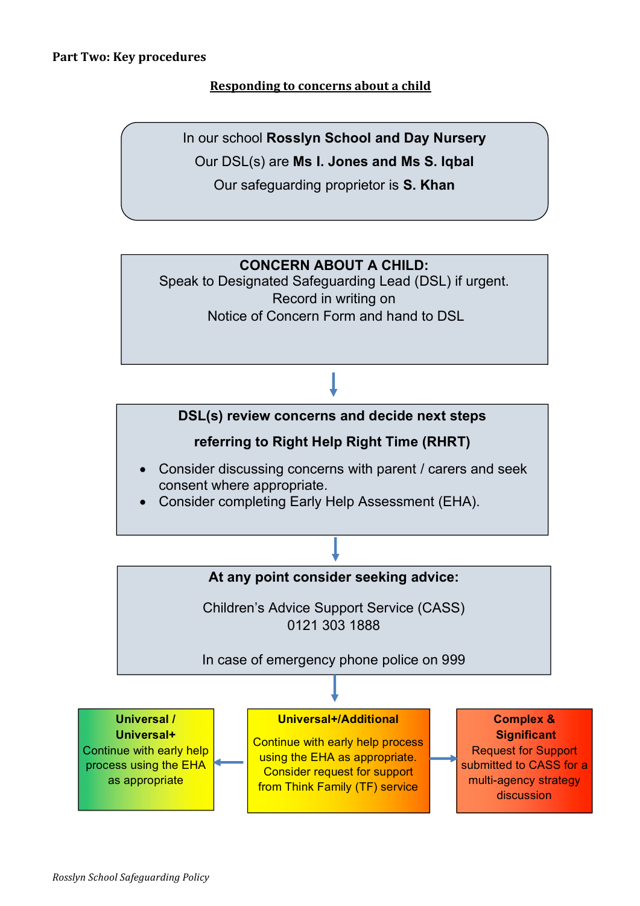**Part Two: Key procedures**

## Responding to concerns about a child

In our school **Rosslyn School and Day Nursery**

Our DSL(s) are **Ms I. Jones and Ms S. Iqbal**

Our safeguarding proprietor is **S. Khan**

---

**CONCERN ABOUT A CHILD:**

Speak to Designated Safeguarding Lead (DSL) if urgent.
Record in writing on
Notice of Concern Form and hand to DSL

↓

**DSL(s) review concerns and decide next steps**

**referring to Right Help Right Time (RHRT)**

- Consider discussing concerns with parent / carers and seek consent where appropriate.
- Consider completing Early Help Assessment (EHA).

↓

**At any point consider seeking advice:**

Children's Advice Support Service (CASS)
0121 303 1888

In case of emergency phone police on 999

↓

**Universal / Universal+**
Continue with early help process using the EHA as appropriate

**Universal+/Additional**
Continue with early help process using the EHA as appropriate. Consider request for support from Think Family (TF) service

**Complex & Significant**
Request for Support submitted to CASS for a multi-agency strategy discussion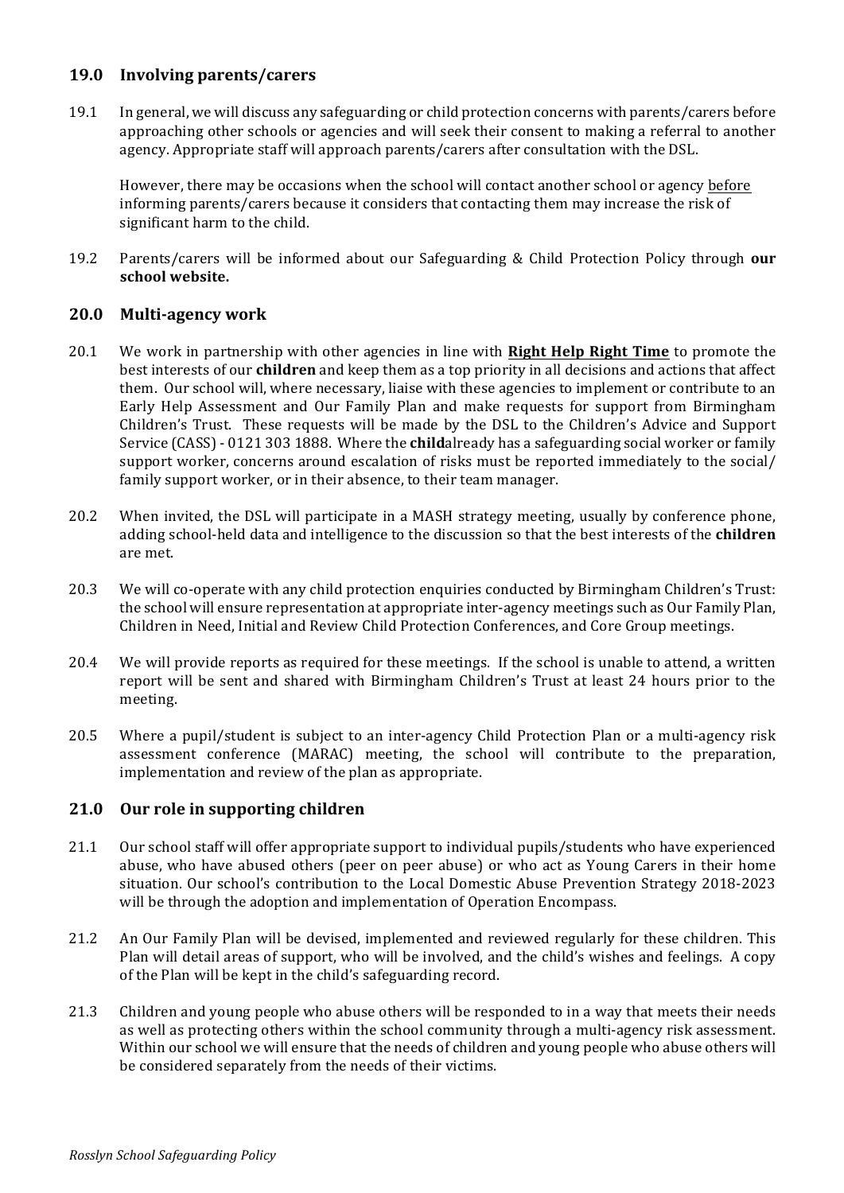## 19.0 Involving parents/carers

19.1 In general, we will discuss any safeguarding or child protection concerns with parents/carers before approaching other schools or agencies and will seek their consent to making a referral to another agency. Appropriate staff will approach parents/carers after consultation with the DSL.

However, there may be occasions when the school will contact another school or agency before informing parents/carers because it considers that contacting them may increase the risk of significant harm to the child.

19.2 Parents/carers will be informed about our Safeguarding & Child Protection Policy through **our school website.**

## 20.0 Multi-agency work

20.1 We work in partnership with other agencies in line with **Right Help Right Time** to promote the best interests of our **children** and keep them as a top priority in all decisions and actions that affect them. Our school will, where necessary, liaise with these agencies to implement or contribute to an Early Help Assessment and Our Family Plan and make requests for support from Birmingham Children's Trust. These requests will be made by the DSL to the Children's Advice and Support Service (CASS) - 0121 303 1888. Where the **child**already has a safeguarding social worker or family support worker, concerns around escalation of risks must be reported immediately to the social/ family support worker, or in their absence, to their team manager.

20.2 When invited, the DSL will participate in a MASH strategy meeting, usually by conference phone, adding school-held data and intelligence to the discussion so that the best interests of the **children** are met.

20.3 We will co-operate with any child protection enquiries conducted by Birmingham Children's Trust: the school will ensure representation at appropriate inter-agency meetings such as Our Family Plan, Children in Need, Initial and Review Child Protection Conferences, and Core Group meetings.

20.4 We will provide reports as required for these meetings. If the school is unable to attend, a written report will be sent and shared with Birmingham Children's Trust at least 24 hours prior to the meeting.

20.5 Where a pupil/student is subject to an inter-agency Child Protection Plan or a multi-agency risk assessment conference (MARAC) meeting, the school will contribute to the preparation, implementation and review of the plan as appropriate.

## 21.0 Our role in supporting children

21.1 Our school staff will offer appropriate support to individual pupils/students who have experienced abuse, who have abused others (peer on peer abuse) or who act as Young Carers in their home situation. Our school's contribution to the Local Domestic Abuse Prevention Strategy 2018-2023 will be through the adoption and implementation of Operation Encompass.

21.2 An Our Family Plan will be devised, implemented and reviewed regularly for these children. This Plan will detail areas of support, who will be involved, and the child's wishes and feelings. A copy of the Plan will be kept in the child's safeguarding record.

21.3 Children and young people who abuse others will be responded to in a way that meets their needs as well as protecting others within the school community through a multi-agency risk assessment. Within our school we will ensure that the needs of children and young people who abuse others will be considered separately from the needs of their victims.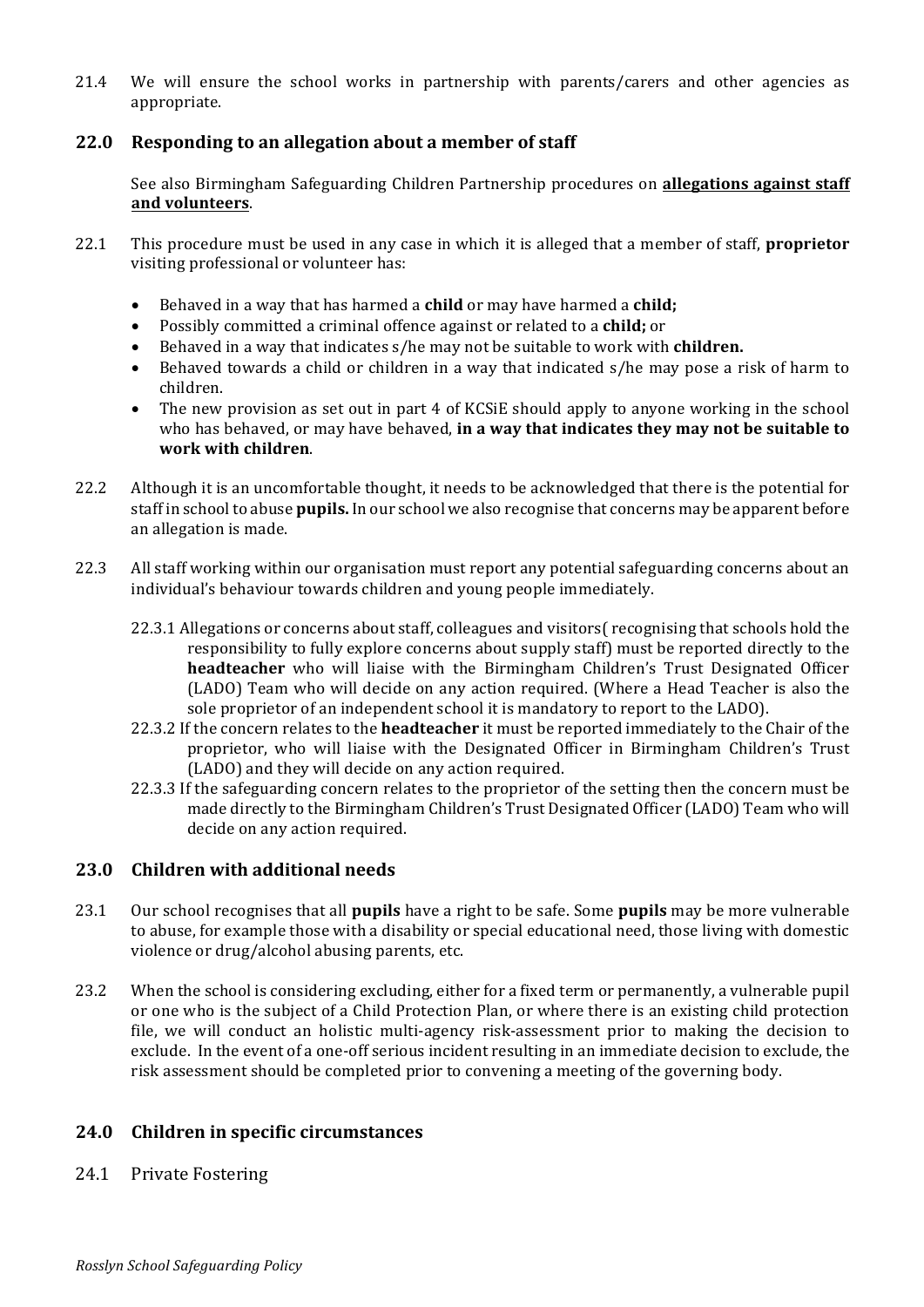21.4 We will ensure the school works in partnership with parents/carers and other agencies as appropriate.

## 22.0 Responding to an allegation about a member of staff

See also Birmingham Safeguarding Children Partnership procedures on **allegations against staff and volunteers**.

22.1 This procedure must be used in any case in which it is alleged that a member of staff, **proprietor** visiting professional or volunteer has:

- Behaved in a way that has harmed a **child** or may have harmed a **child;**
- Possibly committed a criminal offence against or related to a **child;** or
- Behaved in a way that indicates s/he may not be suitable to work with **children.**
- Behaved towards a child or children in a way that indicated s/he may pose a risk of harm to children.
- The new provision as set out in part 4 of KCSiE should apply to anyone working in the school who has behaved, or may have behaved, **in a way that indicates they may not be suitable to work with children**.

22.2 Although it is an uncomfortable thought, it needs to be acknowledged that there is the potential for staff in school to abuse **pupils.** In our school we also recognise that concerns may be apparent before an allegation is made.

22.3 All staff working within our organisation must report any potential safeguarding concerns about an individual's behaviour towards children and young people immediately.

22.3.1 Allegations or concerns about staff, colleagues and visitors( recognising that schools hold the responsibility to fully explore concerns about supply staff) must be reported directly to the **headteacher** who will liaise with the Birmingham Children's Trust Designated Officer (LADO) Team who will decide on any action required. (Where a Head Teacher is also the sole proprietor of an independent school it is mandatory to report to the LADO).

22.3.2 If the concern relates to the **headteacher** it must be reported immediately to the Chair of the proprietor, who will liaise with the Designated Officer in Birmingham Children's Trust (LADO) and they will decide on any action required.

22.3.3 If the safeguarding concern relates to the proprietor of the setting then the concern must be made directly to the Birmingham Children's Trust Designated Officer (LADO) Team who will decide on any action required.

## 23.0 Children with additional needs

23.1 Our school recognises that all **pupils** have a right to be safe. Some **pupils** may be more vulnerable to abuse, for example those with a disability or special educational need, those living with domestic violence or drug/alcohol abusing parents, etc.

23.2 When the school is considering excluding, either for a fixed term or permanently, a vulnerable pupil or one who is the subject of a Child Protection Plan, or where there is an existing child protection file, we will conduct an holistic multi-agency risk-assessment prior to making the decision to exclude. In the event of a one-off serious incident resulting in an immediate decision to exclude, the risk assessment should be completed prior to convening a meeting of the governing body.

## 24.0 Children in specific circumstances

24.1 Private Fostering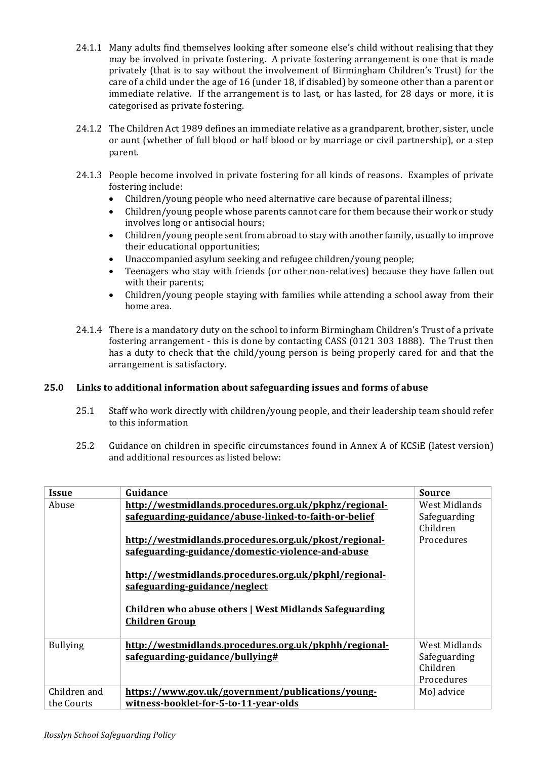24.1.1 Many adults find themselves looking after someone else's child without realising that they may be involved in private fostering. A private fostering arrangement is one that is made privately (that is to say without the involvement of Birmingham Children's Trust) for the care of a child under the age of 16 (under 18, if disabled) by someone other than a parent or immediate relative. If the arrangement is to last, or has lasted, for 28 days or more, it is categorised as private fostering.

24.1.2 The Children Act 1989 defines an immediate relative as a grandparent, brother, sister, uncle or aunt (whether of full blood or half blood or by marriage or civil partnership), or a step parent.

24.1.3 People become involved in private fostering for all kinds of reasons. Examples of private fostering include:

- Children/young people who need alternative care because of parental illness;
- Children/young people whose parents cannot care for them because their work or study involves long or antisocial hours;
- Children/young people sent from abroad to stay with another family, usually to improve their educational opportunities;
- Unaccompanied asylum seeking and refugee children/young people;
- Teenagers who stay with friends (or other non-relatives) because they have fallen out with their parents;
- Children/young people staying with families while attending a school away from their home area.

24.1.4 There is a mandatory duty on the school to inform Birmingham Children's Trust of a private fostering arrangement - this is done by contacting CASS (0121 303 1888). The Trust then has a duty to check that the child/young person is being properly cared for and that the arrangement is satisfactory.

## 25.0 Links to additional information about safeguarding issues and forms of abuse

25.1 Staff who work directly with children/young people, and their leadership team should refer to this information

25.2 Guidance on children in specific circumstances found in Annex A of KCSiE (latest version) and additional resources as listed below:

| Issue | Guidance | Source |
|---|---|---|
| Abuse | **http://westmidlands.procedures.org.uk/pkphz/regional-safeguarding-guidance/abuse-linked-to-faith-or-belief**<br><br>**http://westmidlands.procedures.org.uk/pkost/regional-safeguarding-guidance/domestic-violence-and-abuse**<br><br>**http://westmidlands.procedures.org.uk/pkphl/regional-safeguarding-guidance/neglect**<br><br>**Children who abuse others \| West Midlands Safeguarding Children Group** | West Midlands Safeguarding Children Procedures |
| Bullying | **http://westmidlands.procedures.org.uk/pkphh/regional-safeguarding-guidance/bullying#** | West Midlands Safeguarding Children Procedures |
| Children and the Courts | **https://www.gov.uk/government/publications/young-witness-booklet-for-5-to-11-year-olds** | MoJ advice |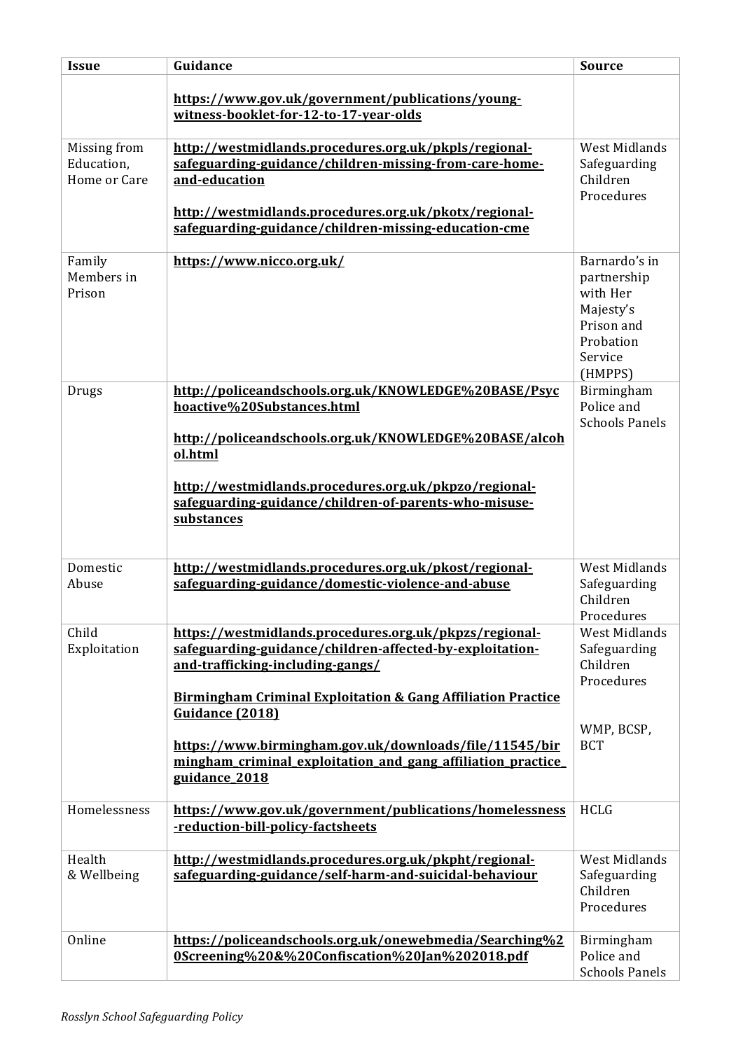| Issue | Guidance | Source |
|---|---|---|
| | **https://www.gov.uk/government/publications/young-witness-booklet-for-12-to-17-year-olds** | |
| Missing from Education, Home or Care | **http://westmidlands.procedures.org.uk/pkpls/regional-safeguarding-guidance/children-missing-from-care-home-and-education**<br><br>**http://westmidlands.procedures.org.uk/pkotx/regional-safeguarding-guidance/children-missing-education-cme** | West Midlands Safeguarding Children Procedures |
| Family Members in Prison | **https://www.nicco.org.uk/** | Barnardo's in partnership with Her Majesty's Prison and Probation Service (HMPPS) |
| Drugs | **http://policeandschools.org.uk/KNOWLEDGE%20BASE/Psychoactive%20Substances.html**<br><br>**http://policeandschools.org.uk/KNOWLEDGE%20BASE/alcohol.html**<br><br>**http://westmidlands.procedures.org.uk/pkpzo/regional-safeguarding-guidance/children-of-parents-who-misuse-substances** | Birmingham Police and Schools Panels |
| Domestic Abuse | **http://westmidlands.procedures.org.uk/pkost/regional-safeguarding-guidance/domestic-violence-and-abuse** | West Midlands Safeguarding Children Procedures |
| Child Exploitation | **https://westmidlands.procedures.org.uk/pkpzs/regional-safeguarding-guidance/children-affected-by-exploitation-and-trafficking-including-gangs/**<br><br>**Birmingham Criminal Exploitation & Gang Affiliation Practice Guidance (2018)**<br><br>**https://www.birmingham.gov.uk/downloads/file/11545/birmingham_criminal_exploitation_and_gang_affiliation_practice_guidance_2018** | West Midlands Safeguarding Children Procedures<br><br>WMP, BCSP, BCT |
| Homelessness | **https://www.gov.uk/government/publications/homelessness-reduction-bill-policy-factsheets** | HCLG |
| Health & Wellbeing | **http://westmidlands.procedures.org.uk/pkpht/regional-safeguarding-guidance/self-harm-and-suicidal-behaviour** | West Midlands Safeguarding Children Procedures |
| Online | **https://policeandschools.org.uk/onewebmedia/Searching%20Screening%20&%20Confiscation%20Jan%202018.pdf** | Birmingham Police and Schools Panels |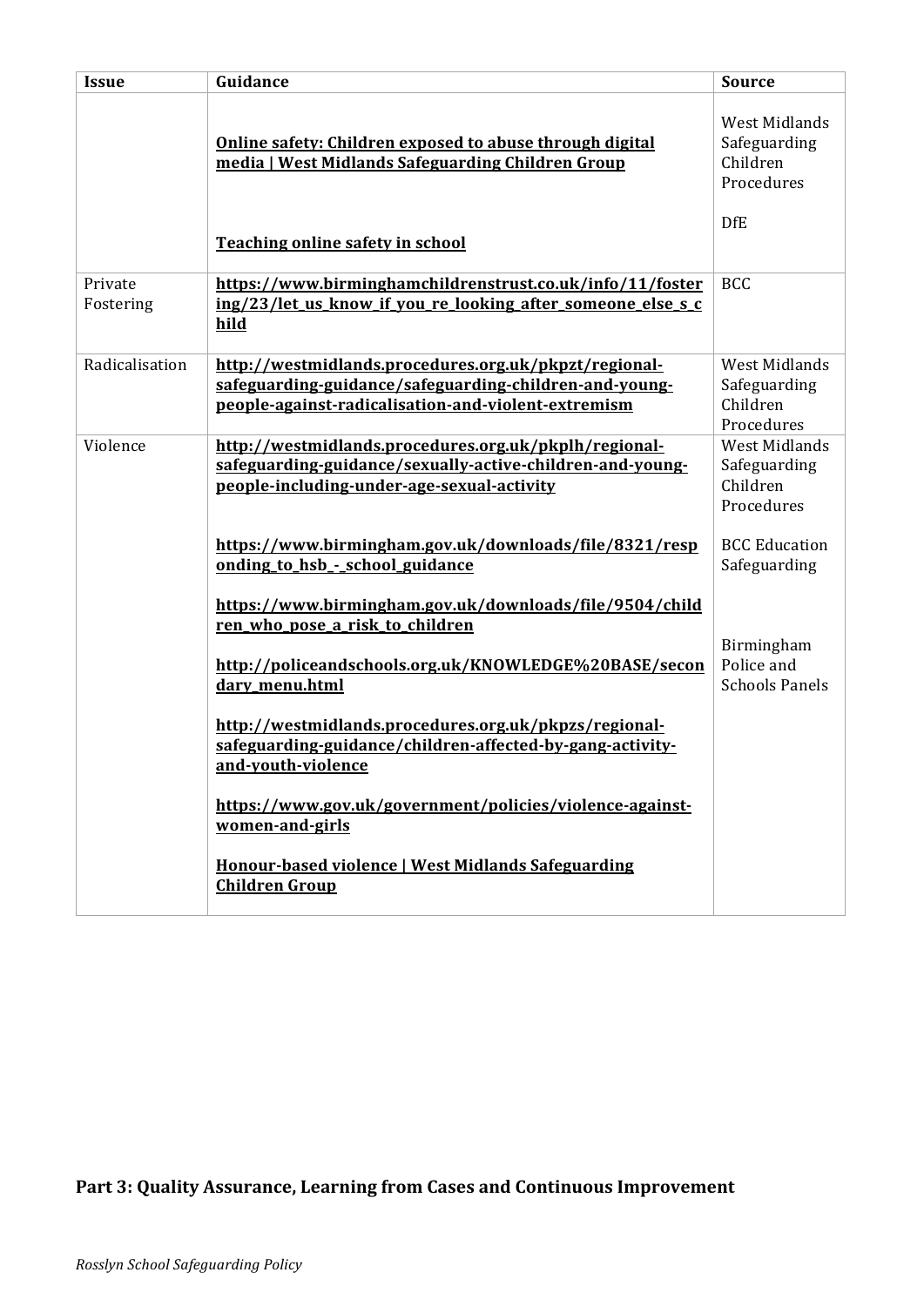| Issue | Guidance | Source |
|---|---|---|
| | **Online safety: Children exposed to abuse through digital media \| West Midlands Safeguarding Children Group**<br><br>**Teaching online safety in school** | West Midlands Safeguarding Children Procedures<br><br>DfE |
| Private Fostering | **https://www.birminghamchildrenstrust.co.uk/info/11/fostering/23/let_us_know_if_you_re_looking_after_someone_else_s_child** | BCC |
| Radicalisation | **http://westmidlands.procedures.org.uk/pkpzt/regional-safeguarding-guidance/safeguarding-children-and-young-people-against-radicalisation-and-violent-extremism** | West Midlands Safeguarding Children Procedures |
| Violence | **http://westmidlands.procedures.org.uk/pkplh/regional-safeguarding-guidance/sexually-active-children-and-young-people-including-under-age-sexual-activity**<br><br>**https://www.birmingham.gov.uk/downloads/file/8321/responding_to_hsb_-_school_guidance**<br><br>**https://www.birmingham.gov.uk/downloads/file/9504/children_who_pose_a_risk_to_children**<br><br>**http://policeandschools.org.uk/KNOWLEDGE%20BASE/secondary_menu.html**<br><br>**http://westmidlands.procedures.org.uk/pkpzs/regional-safeguarding-guidance/children-affected-by-gang-activity-and-youth-violence**<br><br>**https://www.gov.uk/government/policies/violence-against-women-and-girls**<br><br>**Honour-based violence \| West Midlands Safeguarding Children Group** | West Midlands Safeguarding Children Procedures<br><br>BCC Education Safeguarding<br><br>Birmingham Police and Schools Panels |

## Part 3: Quality Assurance, Learning from Cases and Continuous Improvement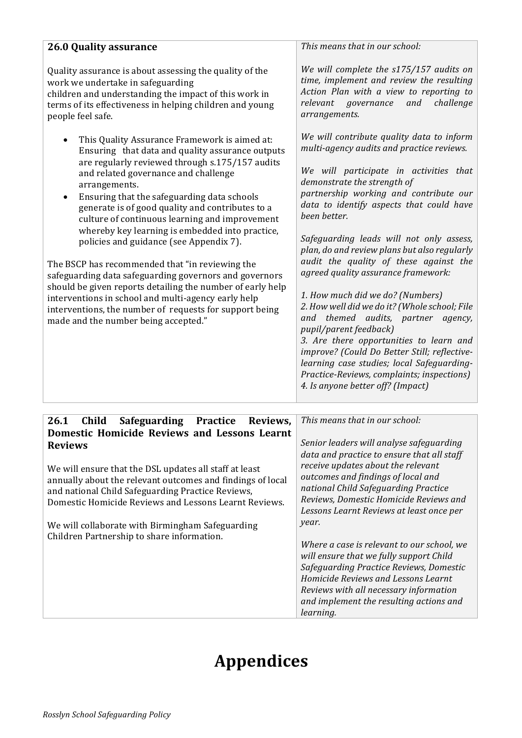| 26.0 Quality assurance | *This means that in our school:* |
| --- | --- |
| Quality assurance is about assessing the quality of the work we undertake in safeguarding children and understanding the impact of this work in terms of its effectiveness in helping children and young people feel safe.<br><br>• This Quality Assurance Framework is aimed at: Ensuring that data and quality assurance outputs are regularly reviewed through s.175/157 audits and related governance and challenge arrangements.<br>• Ensuring that the safeguarding data schools generate is of good quality and contributes to a culture of continuous learning and improvement whereby key learning is embedded into practice, policies and guidance (see Appendix 7).<br><br>The BSCP has recommended that "in reviewing the safeguarding data safeguarding governors and governors should be given reports detailing the number of early help interventions in school and multi-agency early help interventions, the number of requests for support being made and the number being accepted." | *We will complete the s175/157 audits on time, implement and review the resulting Action Plan with a view to reporting to relevant governance and challenge arrangements.*<br><br>*We will contribute quality data to inform multi-agency audits and practice reviews.*<br><br>*We will participate in activities that demonstrate the strength of partnership working and contribute our data to identify aspects that could have been better.*<br><br>*Safeguarding leads will not only assess, plan, do and review plans but also regularly audit the quality of these against the agreed quality assurance framework:*<br><br>*1. How much did we do? (Numbers)*<br>*2. How well did we do it? (Whole school; File and themed audits, partner agency, pupil/parent feedback)*<br>*3. Are there opportunities to learn and improve? (Could Do Better Still; reflective-learning case studies; local Safeguarding-Practice-Reviews, complaints; inspections)*<br>*4. Is anyone better off? (Impact)* |

| 26.1 Child Safeguarding Practice Reviews, Domestic Homicide Reviews and Lessons Learnt Reviews | *This means that in our school:* |
| --- | --- |
| We will ensure that the DSL updates all staff at least annually about the relevant outcomes and findings of local and national Child Safeguarding Practice Reviews, Domestic Homicide Reviews and Lessons Learnt Reviews.<br><br>We will collaborate with Birmingham Safeguarding Children Partnership to share information. | *Senior leaders will analyse safeguarding data and practice to ensure that all staff receive updates about the relevant outcomes and findings of local and national Child Safeguarding Practice Reviews, Domestic Homicide Reviews and Lessons Learnt Reviews at least once per year.*<br><br>*Where a case is relevant to our school, we will ensure that we fully support Child Safeguarding Practice Reviews, Domestic Homicide Reviews and Lessons Learnt Reviews with all necessary information and implement the resulting actions and learning.* |

# Appendices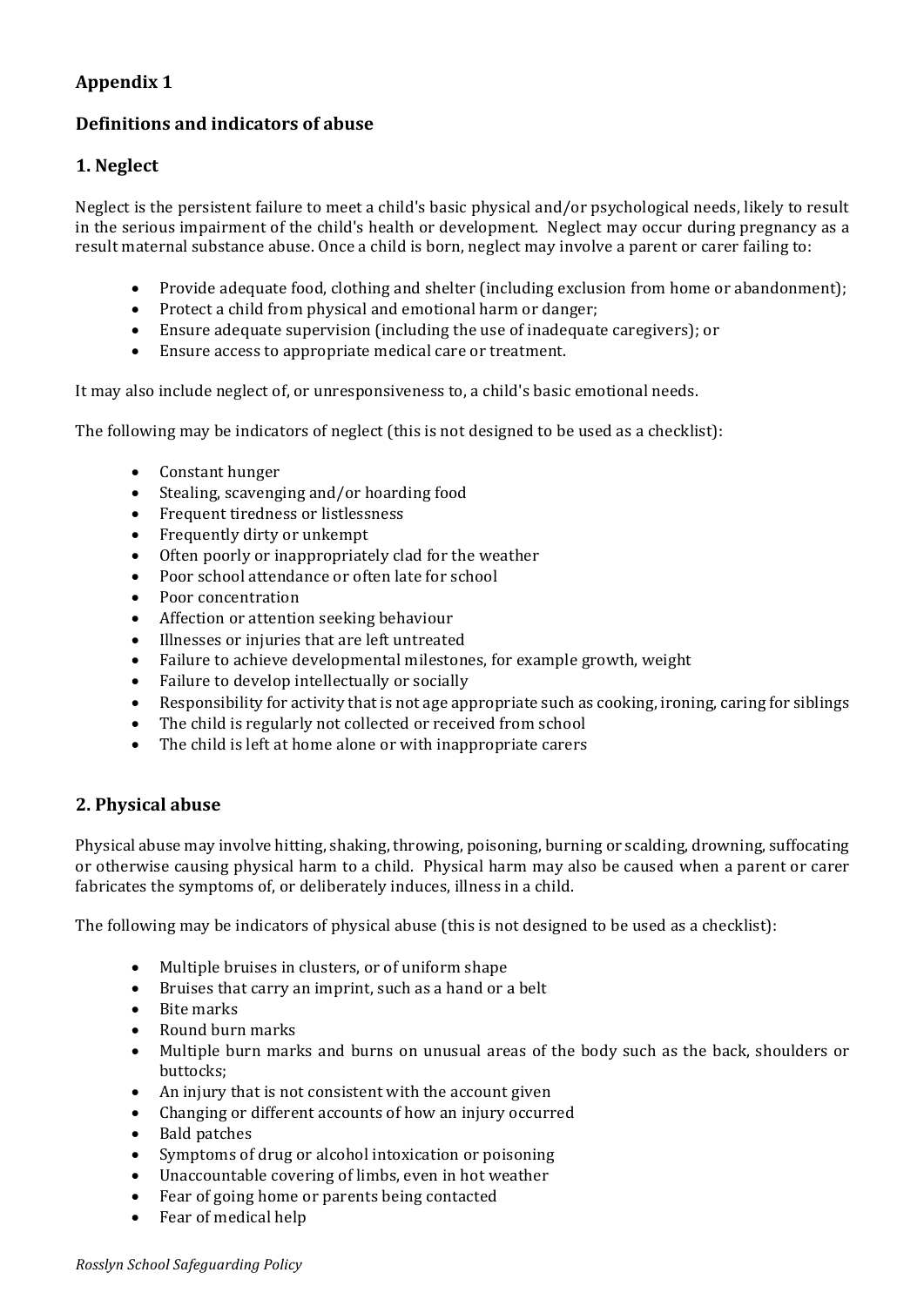## Appendix 1

## Definitions and indicators of abuse

### 1. Neglect

Neglect is the persistent failure to meet a child's basic physical and/or psychological needs, likely to result in the serious impairment of the child's health or development. Neglect may occur during pregnancy as a result maternal substance abuse. Once a child is born, neglect may involve a parent or carer failing to:

- Provide adequate food, clothing and shelter (including exclusion from home or abandonment);
- Protect a child from physical and emotional harm or danger;
- Ensure adequate supervision (including the use of inadequate caregivers); or
- Ensure access to appropriate medical care or treatment.

It may also include neglect of, or unresponsiveness to, a child's basic emotional needs.

The following may be indicators of neglect (this is not designed to be used as a checklist):

- Constant hunger
- Stealing, scavenging and/or hoarding food
- Frequent tiredness or listlessness
- Frequently dirty or unkempt
- Often poorly or inappropriately clad for the weather
- Poor school attendance or often late for school
- Poor concentration
- Affection or attention seeking behaviour
- Illnesses or injuries that are left untreated
- Failure to achieve developmental milestones, for example growth, weight
- Failure to develop intellectually or socially
- Responsibility for activity that is not age appropriate such as cooking, ironing, caring for siblings
- The child is regularly not collected or received from school
- The child is left at home alone or with inappropriate carers

### 2. Physical abuse

Physical abuse may involve hitting, shaking, throwing, poisoning, burning or scalding, drowning, suffocating or otherwise causing physical harm to a child. Physical harm may also be caused when a parent or carer fabricates the symptoms of, or deliberately induces, illness in a child.

The following may be indicators of physical abuse (this is not designed to be used as a checklist):

- Multiple bruises in clusters, or of uniform shape
- Bruises that carry an imprint, such as a hand or a belt
- Bite marks
- Round burn marks
- Multiple burn marks and burns on unusual areas of the body such as the back, shoulders or buttocks;
- An injury that is not consistent with the account given
- Changing or different accounts of how an injury occurred
- Bald patches
- Symptoms of drug or alcohol intoxication or poisoning
- Unaccountable covering of limbs, even in hot weather
- Fear of going home or parents being contacted
- Fear of medical help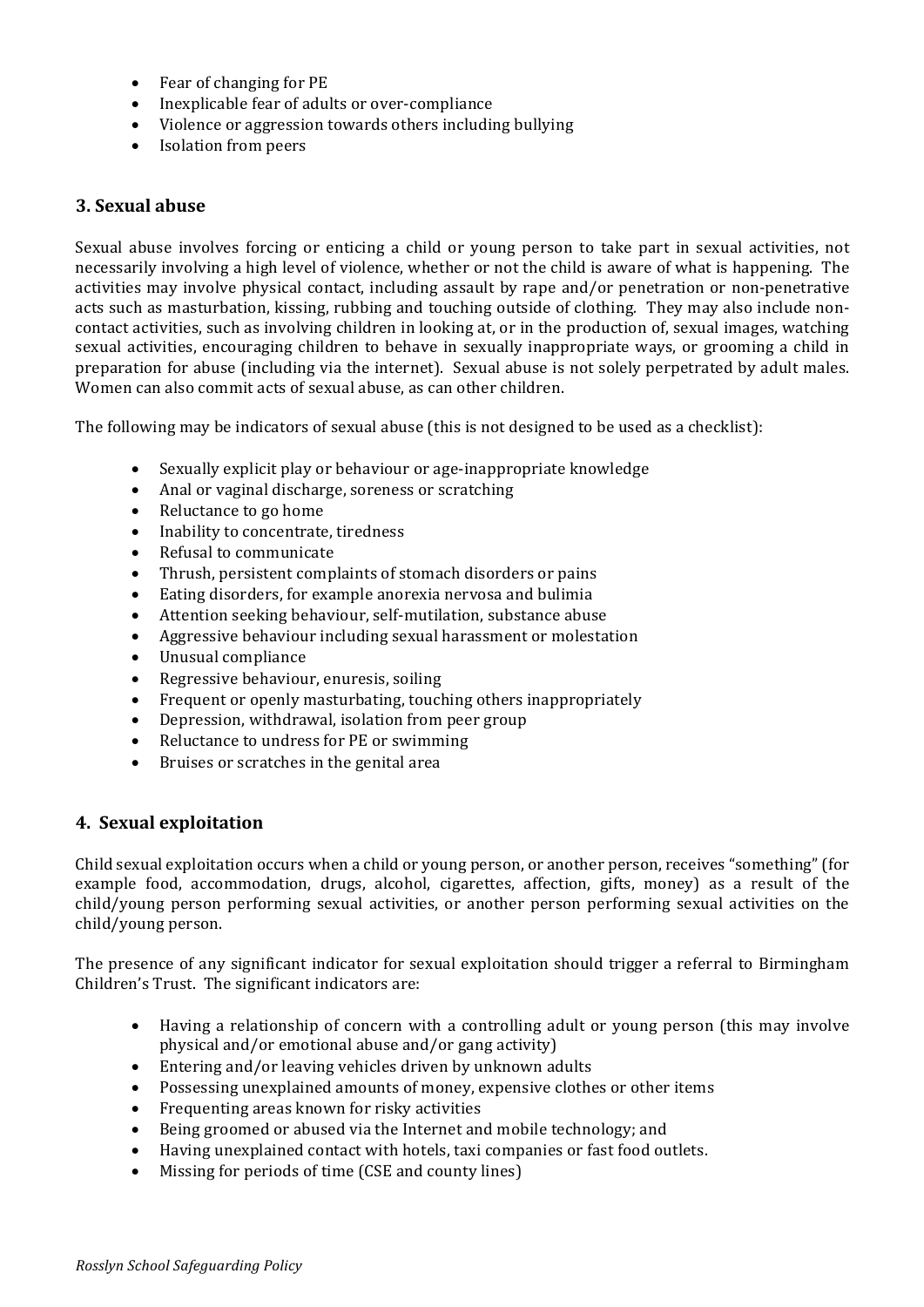- Fear of changing for PE
- Inexplicable fear of adults or over-compliance
- Violence or aggression towards others including bullying
- Isolation from peers

## 3. Sexual abuse

Sexual abuse involves forcing or enticing a child or young person to take part in sexual activities, not necessarily involving a high level of violence, whether or not the child is aware of what is happening. The activities may involve physical contact, including assault by rape and/or penetration or non-penetrative acts such as masturbation, kissing, rubbing and touching outside of clothing. They may also include non-contact activities, such as involving children in looking at, or in the production of, sexual images, watching sexual activities, encouraging children to behave in sexually inappropriate ways, or grooming a child in preparation for abuse (including via the internet). Sexual abuse is not solely perpetrated by adult males. Women can also commit acts of sexual abuse, as can other children.

The following may be indicators of sexual abuse (this is not designed to be used as a checklist):

- Sexually explicit play or behaviour or age-inappropriate knowledge
- Anal or vaginal discharge, soreness or scratching
- Reluctance to go home
- Inability to concentrate, tiredness
- Refusal to communicate
- Thrush, persistent complaints of stomach disorders or pains
- Eating disorders, for example anorexia nervosa and bulimia
- Attention seeking behaviour, self-mutilation, substance abuse
- Aggressive behaviour including sexual harassment or molestation
- Unusual compliance
- Regressive behaviour, enuresis, soiling
- Frequent or openly masturbating, touching others inappropriately
- Depression, withdrawal, isolation from peer group
- Reluctance to undress for PE or swimming
- Bruises or scratches in the genital area

## 4. Sexual exploitation

Child sexual exploitation occurs when a child or young person, or another person, receives "something" (for example food, accommodation, drugs, alcohol, cigarettes, affection, gifts, money) as a result of the child/young person performing sexual activities, or another person performing sexual activities on the child/young person.

The presence of any significant indicator for sexual exploitation should trigger a referral to Birmingham Children's Trust. The significant indicators are:

- Having a relationship of concern with a controlling adult or young person (this may involve physical and/or emotional abuse and/or gang activity)
- Entering and/or leaving vehicles driven by unknown adults
- Possessing unexplained amounts of money, expensive clothes or other items
- Frequenting areas known for risky activities
- Being groomed or abused via the Internet and mobile technology; and
- Having unexplained contact with hotels, taxi companies or fast food outlets.
- Missing for periods of time (CSE and county lines)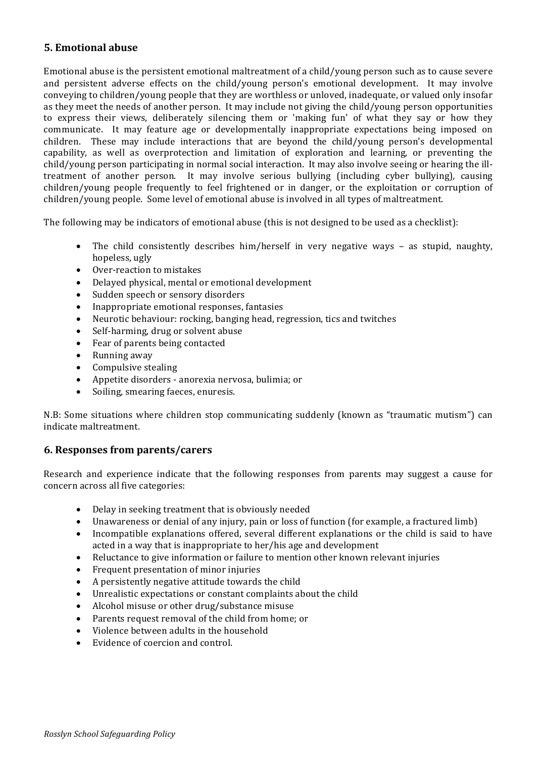## 5. Emotional abuse

Emotional abuse is the persistent emotional maltreatment of a child/young person such as to cause severe and persistent adverse effects on the child/young person's emotional development. It may involve conveying to children/young people that they are worthless or unloved, inadequate, or valued only insofar as they meet the needs of another person. It may include not giving the child/young person opportunities to express their views, deliberately silencing them or 'making fun' of what they say or how they communicate. It may feature age or developmentally inappropriate expectations being imposed on children. These may include interactions that are beyond the child/young person's developmental capability, as well as overprotection and limitation of exploration and learning, or preventing the child/young person participating in normal social interaction. It may also involve seeing or hearing the ill-treatment of another person. It may involve serious bullying (including cyber bullying), causing children/young people frequently to feel frightened or in danger, or the exploitation or corruption of children/young people. Some level of emotional abuse is involved in all types of maltreatment.

The following may be indicators of emotional abuse (this is not designed to be used as a checklist):

- The child consistently describes him/herself in very negative ways – as stupid, naughty, hopeless, ugly
- Over-reaction to mistakes
- Delayed physical, mental or emotional development
- Sudden speech or sensory disorders
- Inappropriate emotional responses, fantasies
- Neurotic behaviour: rocking, banging head, regression, tics and twitches
- Self-harming, drug or solvent abuse
- Fear of parents being contacted
- Running away
- Compulsive stealing
- Appetite disorders - anorexia nervosa, bulimia; or
- Soiling, smearing faeces, enuresis.

N.B: Some situations where children stop communicating suddenly (known as "traumatic mutism") can indicate maltreatment.

## 6. Responses from parents/carers

Research and experience indicate that the following responses from parents may suggest a cause for concern across all five categories:

- Delay in seeking treatment that is obviously needed
- Unawareness or denial of any injury, pain or loss of function (for example, a fractured limb)
- Incompatible explanations offered, several different explanations or the child is said to have acted in a way that is inappropriate to her/his age and development
- Reluctance to give information or failure to mention other known relevant injuries
- Frequent presentation of minor injuries
- A persistently negative attitude towards the child
- Unrealistic expectations or constant complaints about the child
- Alcohol misuse or other drug/substance misuse
- Parents request removal of the child from home; or
- Violence between adults in the household
- Evidence of coercion and control.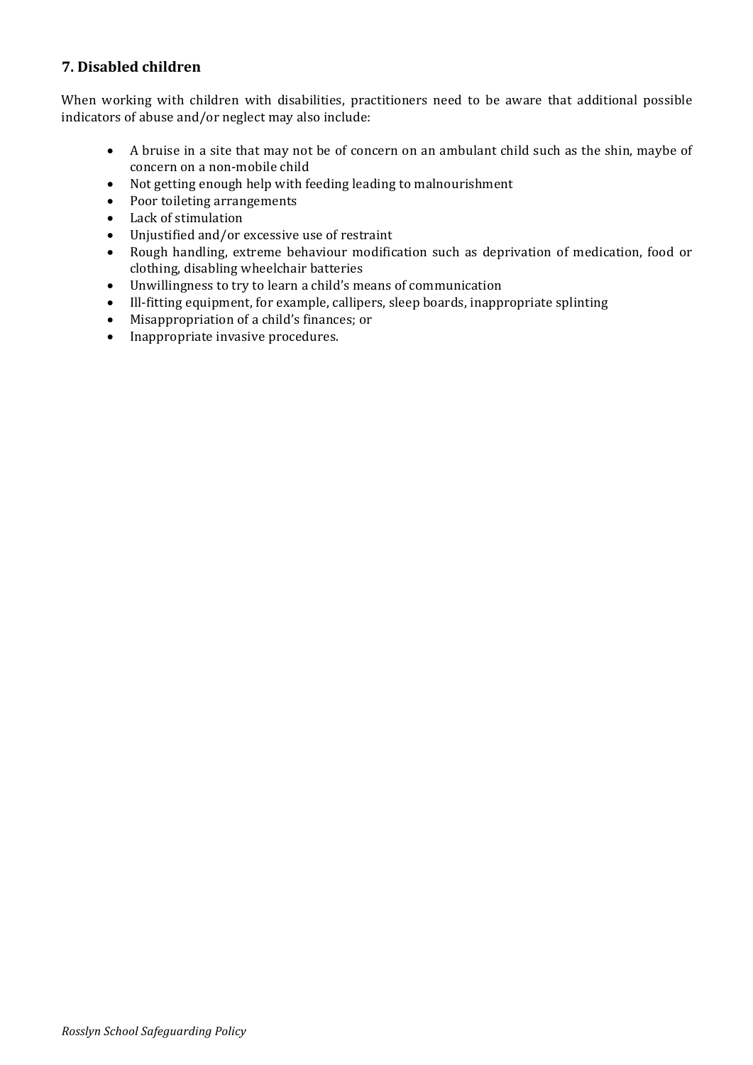## 7. Disabled children

When working with children with disabilities, practitioners need to be aware that additional possible indicators of abuse and/or neglect may also include:

- A bruise in a site that may not be of concern on an ambulant child such as the shin, maybe of concern on a non-mobile child
- Not getting enough help with feeding leading to malnourishment
- Poor toileting arrangements
- Lack of stimulation
- Unjustified and/or excessive use of restraint
- Rough handling, extreme behaviour modification such as deprivation of medication, food or clothing, disabling wheelchair batteries
- Unwillingness to try to learn a child's means of communication
- Ill-fitting equipment, for example, callipers, sleep boards, inappropriate splinting
- Misappropriation of a child's finances; or
- Inappropriate invasive procedures.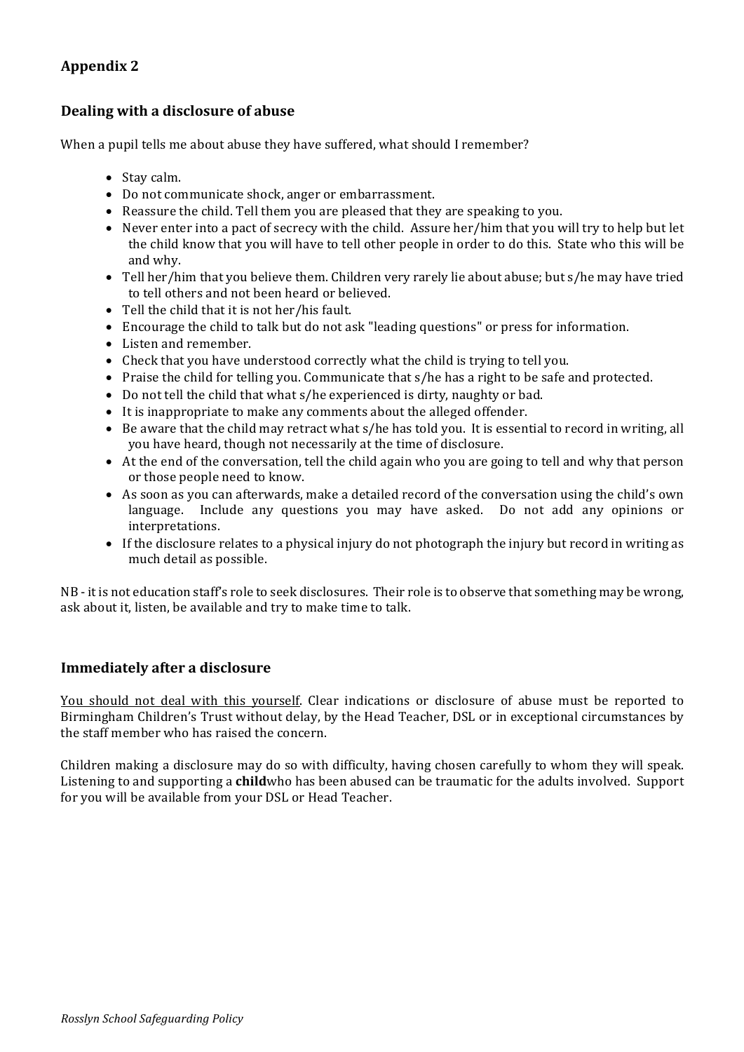## Appendix 2

### Dealing with a disclosure of abuse

When a pupil tells me about abuse they have suffered, what should I remember?

- Stay calm.
- Do not communicate shock, anger or embarrassment.
- Reassure the child. Tell them you are pleased that they are speaking to you.
- Never enter into a pact of secrecy with the child. Assure her/him that you will try to help but let the child know that you will have to tell other people in order to do this. State who this will be and why.
- Tell her/him that you believe them. Children very rarely lie about abuse; but s/he may have tried to tell others and not been heard or believed.
- Tell the child that it is not her/his fault.
- Encourage the child to talk but do not ask "leading questions" or press for information.
- Listen and remember.
- Check that you have understood correctly what the child is trying to tell you.
- Praise the child for telling you. Communicate that s/he has a right to be safe and protected.
- Do not tell the child that what s/he experienced is dirty, naughty or bad.
- It is inappropriate to make any comments about the alleged offender.
- Be aware that the child may retract what s/he has told you. It is essential to record in writing, all you have heard, though not necessarily at the time of disclosure.
- At the end of the conversation, tell the child again who you are going to tell and why that person or those people need to know.
- As soon as you can afterwards, make a detailed record of the conversation using the child's own language. Include any questions you may have asked. Do not add any opinions or interpretations.
- If the disclosure relates to a physical injury do not photograph the injury but record in writing as much detail as possible.

NB - it is not education staff's role to seek disclosures. Their role is to observe that something may be wrong, ask about it, listen, be available and try to make time to talk.

### Immediately after a disclosure

<u>You should not deal with this yourself</u>. Clear indications or disclosure of abuse must be reported to Birmingham Children's Trust without delay, by the Head Teacher, DSL or in exceptional circumstances by the staff member who has raised the concern.

Children making a disclosure may do so with difficulty, having chosen carefully to whom they will speak. Listening to and supporting a **child**who has been abused can be traumatic for the adults involved. Support for you will be available from your DSL or Head Teacher.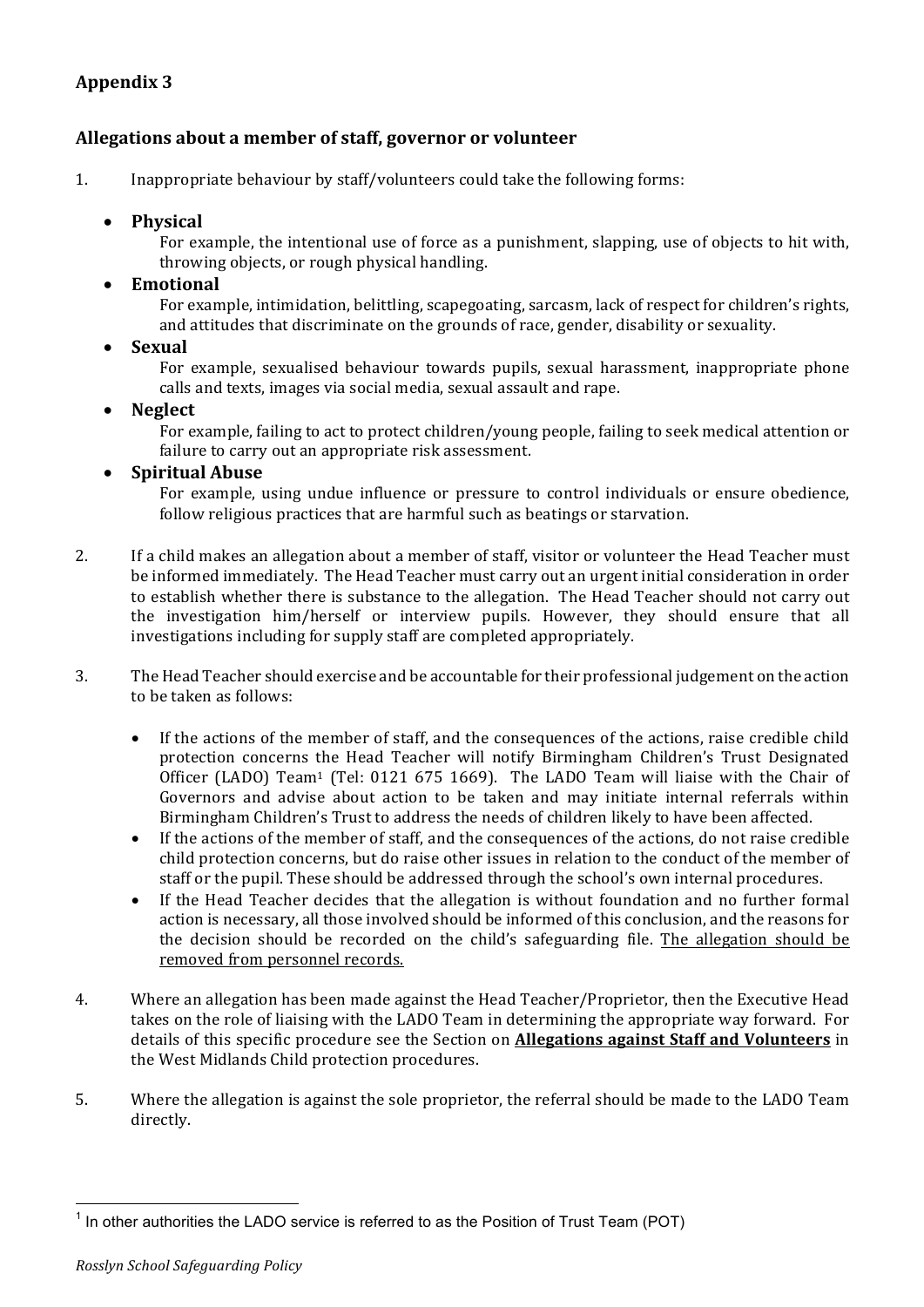## Appendix 3

### Allegations about a member of staff, governor or volunteer

1. Inappropriate behaviour by staff/volunteers could take the following forms:

   - **Physical**
     For example, the intentional use of force as a punishment, slapping, use of objects to hit with, throwing objects, or rough physical handling.
   - **Emotional**
     For example, intimidation, belittling, scapegoating, sarcasm, lack of respect for children's rights, and attitudes that discriminate on the grounds of race, gender, disability or sexuality.
   - **Sexual**
     For example, sexualised behaviour towards pupils, sexual harassment, inappropriate phone calls and texts, images via social media, sexual assault and rape.
   - **Neglect**
     For example, failing to act to protect children/young people, failing to seek medical attention or failure to carry out an appropriate risk assessment.
   - **Spiritual Abuse**
     For example, using undue influence or pressure to control individuals or ensure obedience, follow religious practices that are harmful such as beatings or starvation.

2. If a child makes an allegation about a member of staff, visitor or volunteer the Head Teacher must be informed immediately. The Head Teacher must carry out an urgent initial consideration in order to establish whether there is substance to the allegation. The Head Teacher should not carry out the investigation him/herself or interview pupils. However, they should ensure that all investigations including for supply staff are completed appropriately.

3. The Head Teacher should exercise and be accountable for their professional judgement on the action to be taken as follows:

   - If the actions of the member of staff, and the consequences of the actions, raise credible child protection concerns the Head Teacher will notify Birmingham Children's Trust Designated Officer (LADO) Team[1] (Tel: 0121 675 1669). The LADO Team will liaise with the Chair of Governors and advise about action to be taken and may initiate internal referrals within Birmingham Children's Trust to address the needs of children likely to have been affected.
   - If the actions of the member of staff, and the consequences of the actions, do not raise credible child protection concerns, but do raise other issues in relation to the conduct of the member of staff or the pupil. These should be addressed through the school's own internal procedures.
   - If the Head Teacher decides that the allegation is without foundation and no further formal action is necessary, all those involved should be informed of this conclusion, and the reasons for the decision should be recorded on the child's safeguarding file. <u>The allegation should be removed from personnel records.</u>

4. Where an allegation has been made against the Head Teacher/Proprietor, then the Executive Head takes on the role of liaising with the LADO Team in determining the appropriate way forward. For details of this specific procedure see the Section on **<u>Allegations against Staff and Volunteers</u>** in the West Midlands Child protection procedures.

5. Where the allegation is against the sole proprietor, the referral should be made to the LADO Team directly.

---

[1] In other authorities the LADO service is referred to as the Position of Trust Team (POT)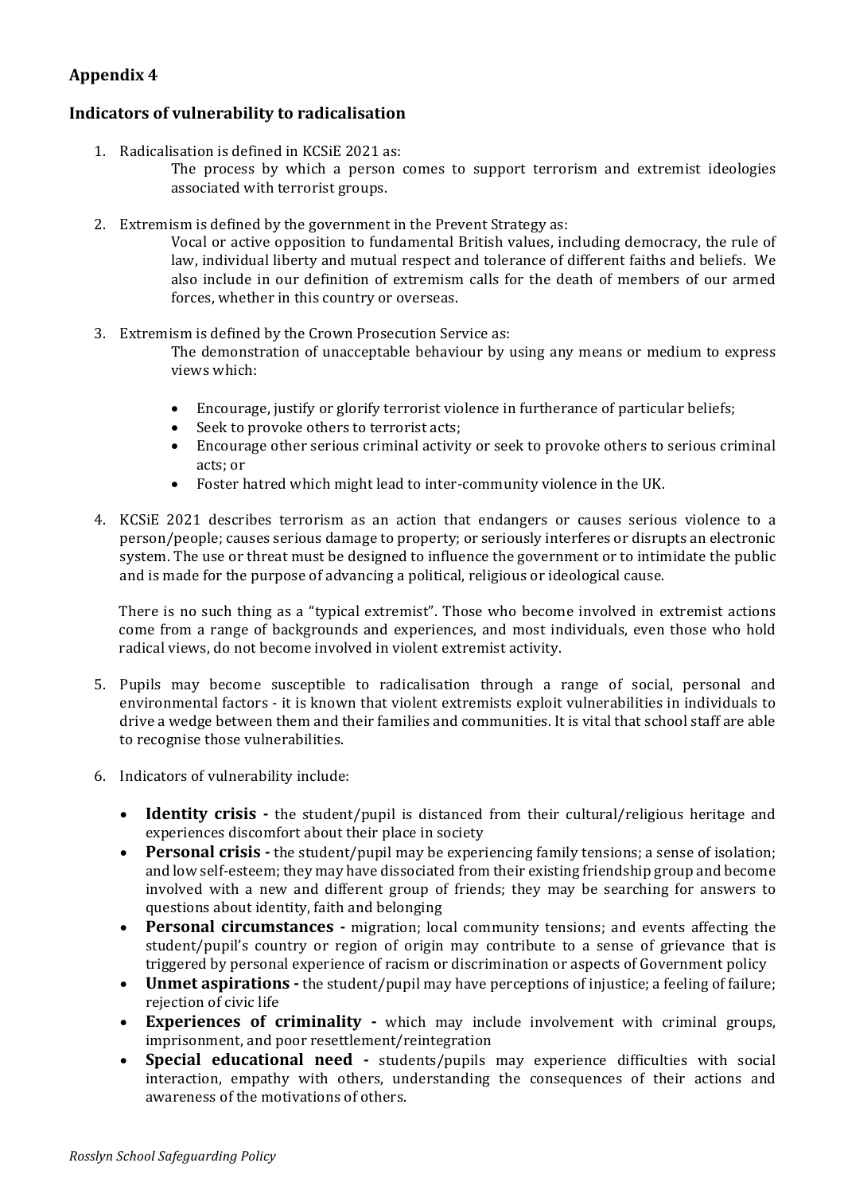## Appendix 4

### Indicators of vulnerability to radicalisation

1. Radicalisation is defined in KCSiE 2021 as:

   The process by which a person comes to support terrorism and extremist ideologies associated with terrorist groups.

2. Extremism is defined by the government in the Prevent Strategy as:

   Vocal or active opposition to fundamental British values, including democracy, the rule of law, individual liberty and mutual respect and tolerance of different faiths and beliefs. We also include in our definition of extremism calls for the death of members of our armed forces, whether in this country or overseas.

3. Extremism is defined by the Crown Prosecution Service as:

   The demonstration of unacceptable behaviour by using any means or medium to express views which:

   - Encourage, justify or glorify terrorist violence in furtherance of particular beliefs;
   - Seek to provoke others to terrorist acts;
   - Encourage other serious criminal activity or seek to provoke others to serious criminal acts; or
   - Foster hatred which might lead to inter-community violence in the UK.

4. KCSiE 2021 describes terrorism as an action that endangers or causes serious violence to a person/people; causes serious damage to property; or seriously interferes or disrupts an electronic system. The use or threat must be designed to influence the government or to intimidate the public and is made for the purpose of advancing a political, religious or ideological cause.

   There is no such thing as a "typical extremist". Those who become involved in extremist actions come from a range of backgrounds and experiences, and most individuals, even those who hold radical views, do not become involved in violent extremist activity.

5. Pupils may become susceptible to radicalisation through a range of social, personal and environmental factors - it is known that violent extremists exploit vulnerabilities in individuals to drive a wedge between them and their families and communities. It is vital that school staff are able to recognise those vulnerabilities.

6. Indicators of vulnerability include:

   - **Identity crisis -** the student/pupil is distanced from their cultural/religious heritage and experiences discomfort about their place in society
   - **Personal crisis -** the student/pupil may be experiencing family tensions; a sense of isolation; and low self-esteem; they may have dissociated from their existing friendship group and become involved with a new and different group of friends; they may be searching for answers to questions about identity, faith and belonging
   - **Personal circumstances -** migration; local community tensions; and events affecting the student/pupil's country or region of origin may contribute to a sense of grievance that is triggered by personal experience of racism or discrimination or aspects of Government policy
   - **Unmet aspirations -** the student/pupil may have perceptions of injustice; a feeling of failure; rejection of civic life
   - **Experiences of criminality -** which may include involvement with criminal groups, imprisonment, and poor resettlement/reintegration
   - **Special educational need -** students/pupils may experience difficulties with social interaction, empathy with others, understanding the consequences of their actions and awareness of the motivations of others.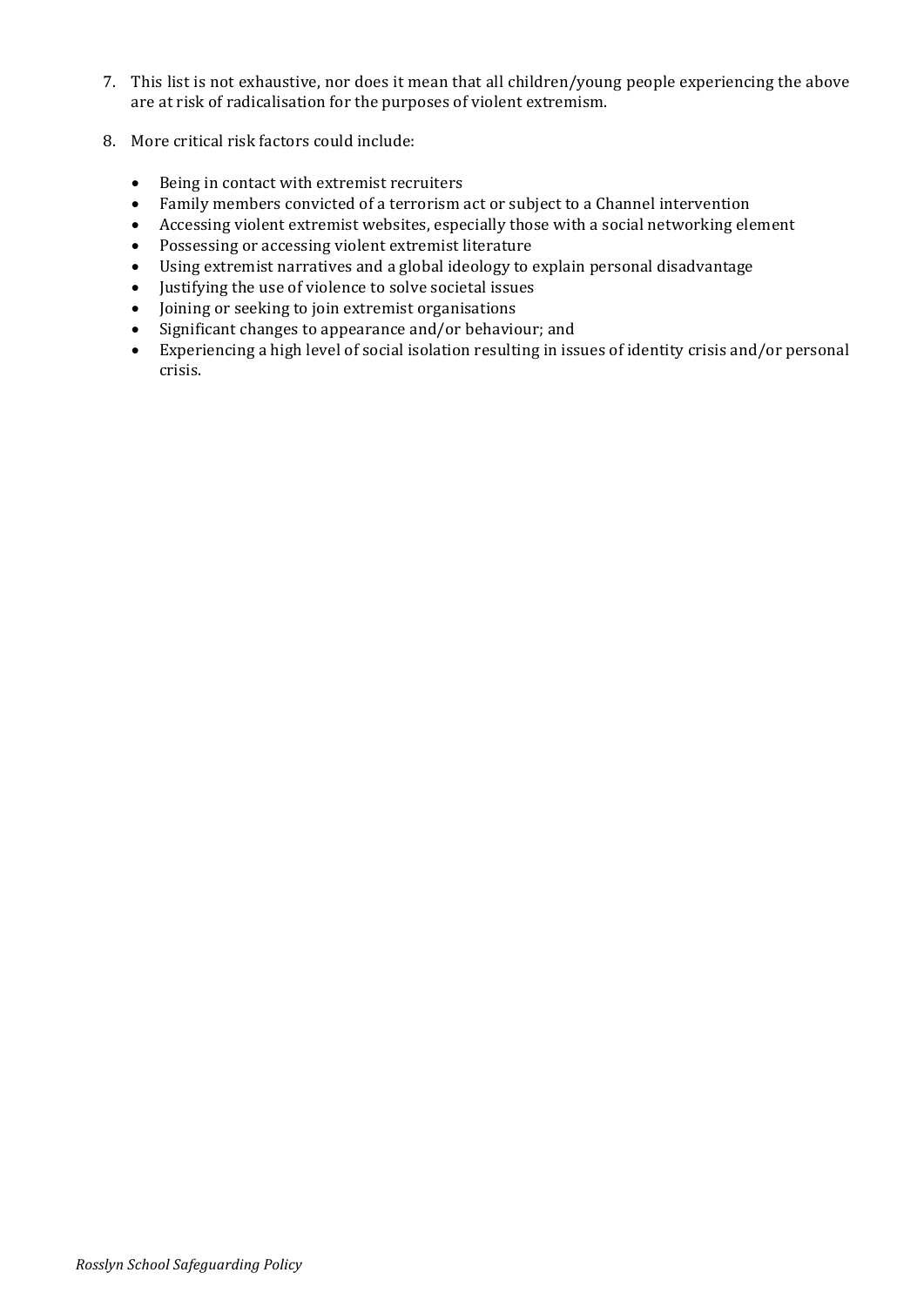7. This list is not exhaustive, nor does it mean that all children/young people experiencing the above are at risk of radicalisation for the purposes of violent extremism.

8. More critical risk factors could include:

   - Being in contact with extremist recruiters
   - Family members convicted of a terrorism act or subject to a Channel intervention
   - Accessing violent extremist websites, especially those with a social networking element
   - Possessing or accessing violent extremist literature
   - Using extremist narratives and a global ideology to explain personal disadvantage
   - Justifying the use of violence to solve societal issues
   - Joining or seeking to join extremist organisations
   - Significant changes to appearance and/or behaviour; and
   - Experiencing a high level of social isolation resulting in issues of identity crisis and/or personal crisis.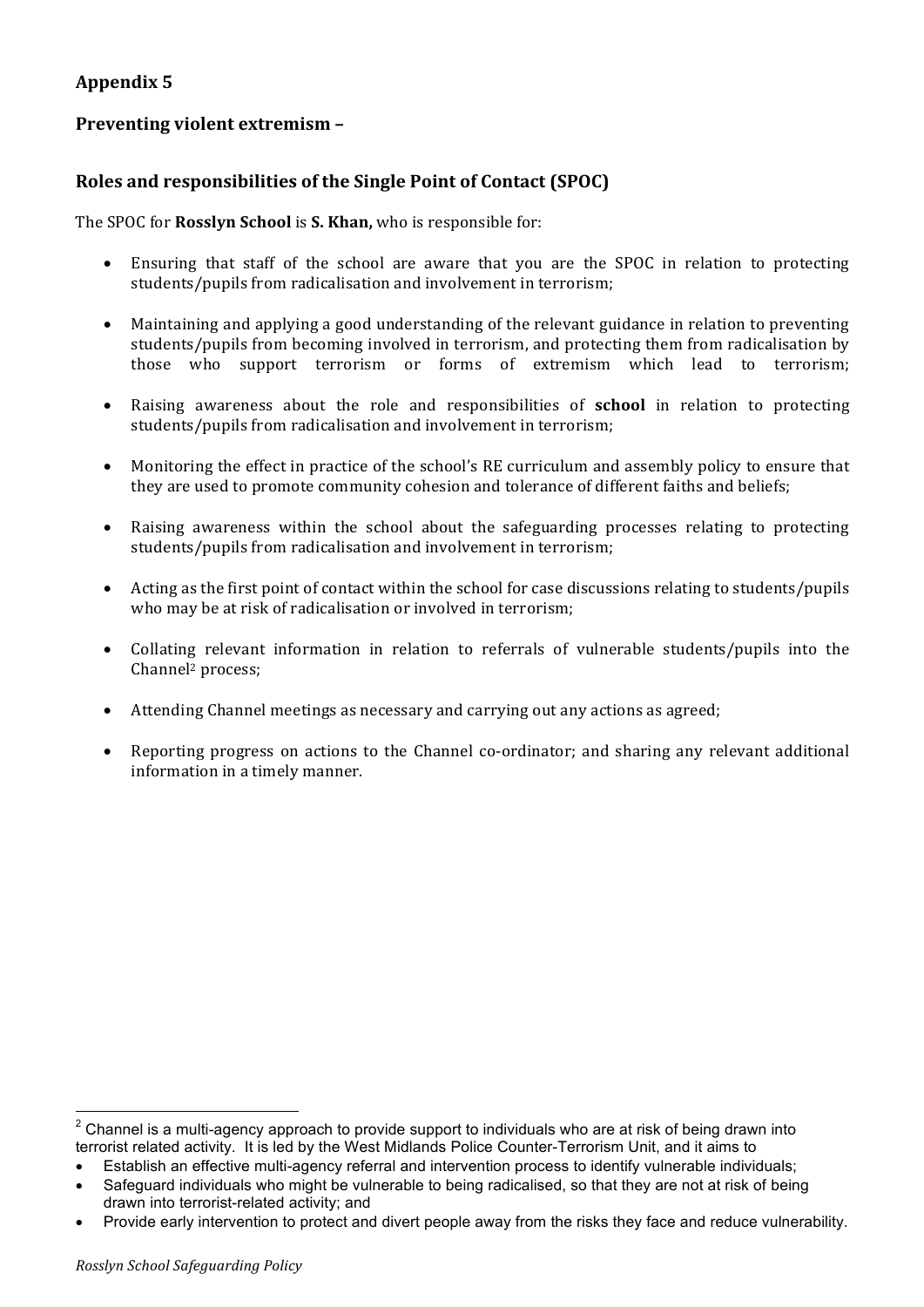## Appendix 5

### Preventing violent extremism –

### Roles and responsibilities of the Single Point of Contact (SPOC)

The SPOC for **Rosslyn School** is **S. Khan,** who is responsible for:

- Ensuring that staff of the school are aware that you are the SPOC in relation to protecting students/pupils from radicalisation and involvement in terrorism;
- Maintaining and applying a good understanding of the relevant guidance in relation to preventing students/pupils from becoming involved in terrorism, and protecting them from radicalisation by those who support terrorism or forms of extremism which lead to terrorism;
- Raising awareness about the role and responsibilities of **school** in relation to protecting students/pupils from radicalisation and involvement in terrorism;
- Monitoring the effect in practice of the school's RE curriculum and assembly policy to ensure that they are used to promote community cohesion and tolerance of different faiths and beliefs;
- Raising awareness within the school about the safeguarding processes relating to protecting students/pupils from radicalisation and involvement in terrorism;
- Acting as the first point of contact within the school for case discussions relating to students/pupils who may be at risk of radicalisation or involved in terrorism;
- Collating relevant information in relation to referrals of vulnerable students/pupils into the Channel[2] process;
- Attending Channel meetings as necessary and carrying out any actions as agreed;
- Reporting progress on actions to the Channel co-ordinator; and sharing any relevant additional information in a timely manner.

---

[2] Channel is a multi-agency approach to provide support to individuals who are at risk of being drawn into terrorist related activity. It is led by the West Midlands Police Counter-Terrorism Unit, and it aims to

- Establish an effective multi-agency referral and intervention process to identify vulnerable individuals;
- Safeguard individuals who might be vulnerable to being radicalised, so that they are not at risk of being drawn into terrorist-related activity; and
- Provide early intervention to protect and divert people away from the risks they face and reduce vulnerability.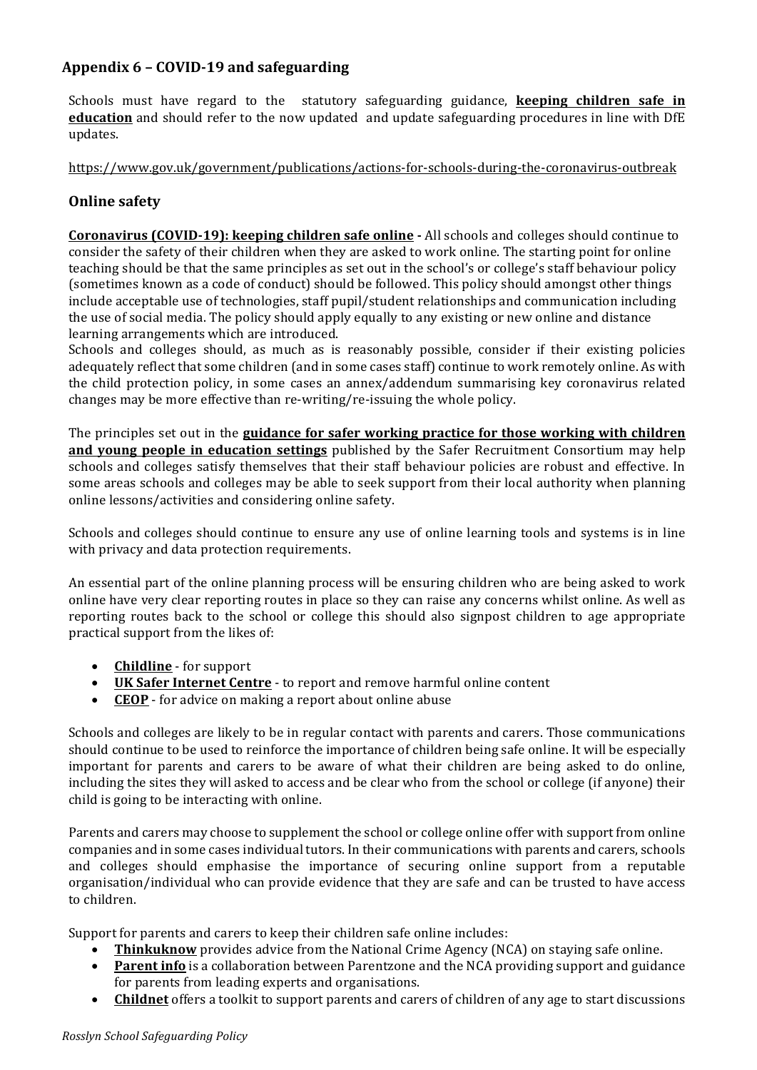## Appendix 6 – COVID-19 and safeguarding

Schools must have regard to the statutory safeguarding guidance, **keeping children safe in education** and should refer to the now updated and update safeguarding procedures in line with DfE updates.

https://www.gov.uk/government/publications/actions-for-schools-during-the-coronavirus-outbreak

## Online safety

**Coronavirus (COVID-19): keeping children safe online -** All schools and colleges should continue to consider the safety of their children when they are asked to work online. The starting point for online teaching should be that the same principles as set out in the school's or college's staff behaviour policy (sometimes known as a code of conduct) should be followed. This policy should amongst other things include acceptable use of technologies, staff pupil/student relationships and communication including the use of social media. The policy should apply equally to any existing or new online and distance learning arrangements which are introduced.
Schools and colleges should, as much as is reasonably possible, consider if their existing policies adequately reflect that some children (and in some cases staff) continue to work remotely online. As with the child protection policy, in some cases an annex/addendum summarising key coronavirus related changes may be more effective than re-writing/re-issuing the whole policy.

The principles set out in the **guidance for safer working practice for those working with children and young people in education settings** published by the Safer Recruitment Consortium may help schools and colleges satisfy themselves that their staff behaviour policies are robust and effective. In some areas schools and colleges may be able to seek support from their local authority when planning online lessons/activities and considering online safety.

Schools and colleges should continue to ensure any use of online learning tools and systems is in line with privacy and data protection requirements.

An essential part of the online planning process will be ensuring children who are being asked to work online have very clear reporting routes in place so they can raise any concerns whilst online. As well as reporting routes back to the school or college this should also signpost children to age appropriate practical support from the likes of:

- **Childline** - for support
- **UK Safer Internet Centre** - to report and remove harmful online content
- **CEOP** - for advice on making a report about online abuse

Schools and colleges are likely to be in regular contact with parents and carers. Those communications should continue to be used to reinforce the importance of children being safe online. It will be especially important for parents and carers to be aware of what their children are being asked to do online, including the sites they will asked to access and be clear who from the school or college (if anyone) their child is going to be interacting with online.

Parents and carers may choose to supplement the school or college online offer with support from online companies and in some cases individual tutors. In their communications with parents and carers, schools and colleges should emphasise the importance of securing online support from a reputable organisation/individual who can provide evidence that they are safe and can be trusted to have access to children.

Support for parents and carers to keep their children safe online includes:

- **Thinkuknow** provides advice from the National Crime Agency (NCA) on staying safe online.
- **Parent info** is a collaboration between Parentzone and the NCA providing support and guidance for parents from leading experts and organisations.
- **Childnet** offers a toolkit to support parents and carers of children of any age to start discussions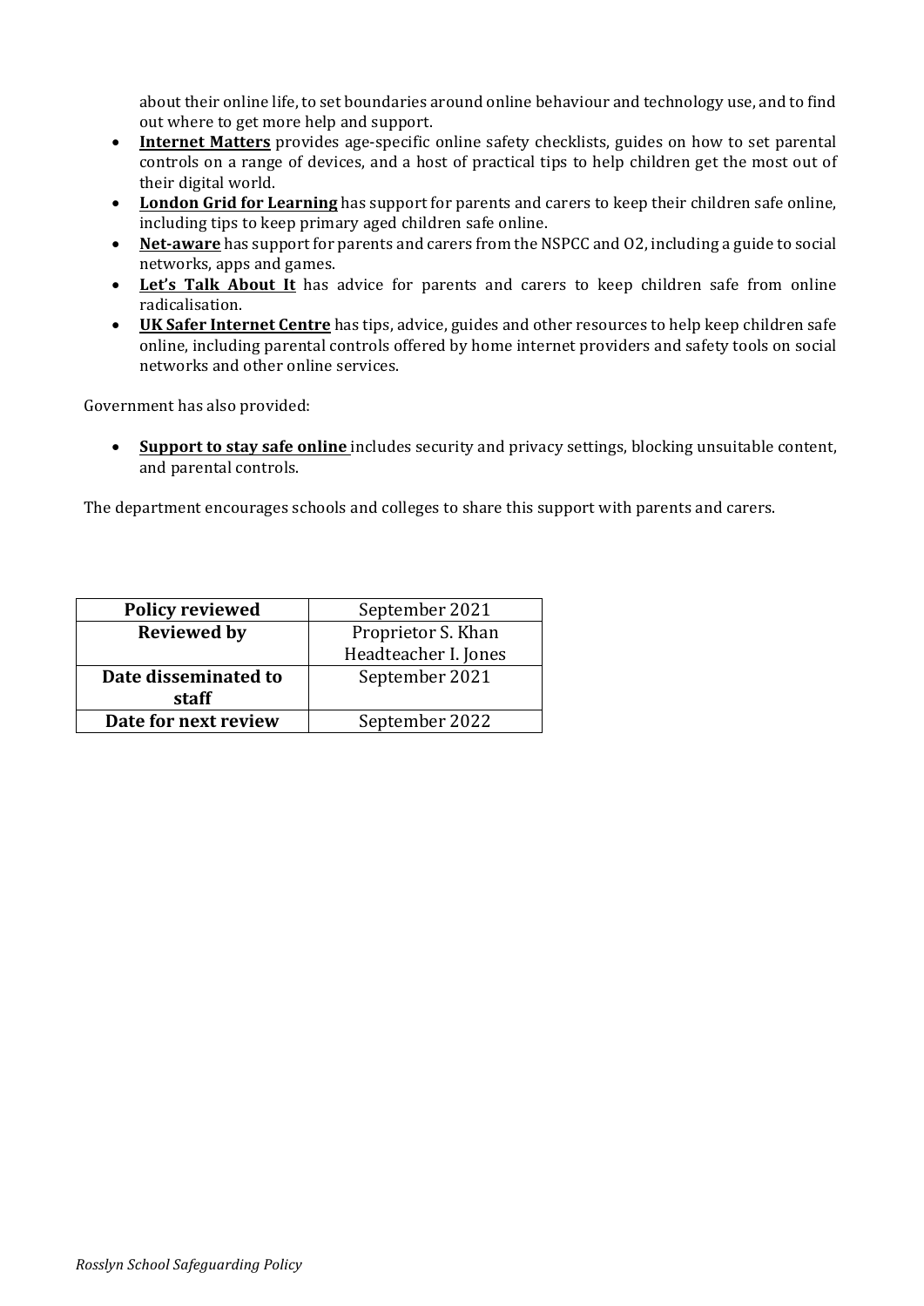about their online life, to set boundaries around online behaviour and technology use, and to find out where to get more help and support.

- **Internet Matters** provides age-specific online safety checklists, guides on how to set parental controls on a range of devices, and a host of practical tips to help children get the most out of their digital world.
- **London Grid for Learning** has support for parents and carers to keep their children safe online, including tips to keep primary aged children safe online.
- **Net-aware** has support for parents and carers from the NSPCC and O2, including a guide to social networks, apps and games.
- **Let's Talk About It** has advice for parents and carers to keep children safe from online radicalisation.
- **UK Safer Internet Centre** has tips, advice, guides and other resources to help keep children safe online, including parental controls offered by home internet providers and safety tools on social networks and other online services.

Government has also provided:

- **Support to stay safe online** includes security and privacy settings, blocking unsuitable content, and parental controls.

The department encourages schools and colleges to share this support with parents and carers.

| | |
|---|---|
| **Policy reviewed** | September 2021 |
| **Reviewed by** | Proprietor S. Khan<br>Headteacher I. Jones |
| **Date disseminated to staff** | September 2021 |
| **Date for next review** | September 2022 |